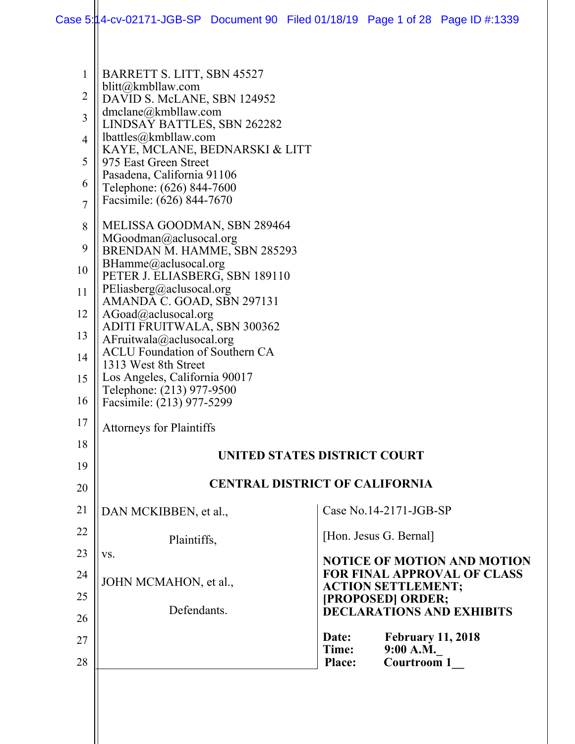BARRETT S. LITT, SBN 45527
blitt@kmbllaw.com
DAVID S. McLANE, SBN 124952
dmclane@kmbllaw.com
LINDSAY BATTLES, SBN 262282
lbattles@kmbllaw.com
KAYE, MCLANE, BEDNARSKI & LITT
975 East Green Street
Pasadena, California 91106
Telephone: (626) 844-7600
Facsimile: (626) 844-7670

MELISSA GOODMAN, SBN 289464
MGoodman@aclusocal.org
BRENDAN M. HAMME, SBN 285293
BHamme@aclusocal.org
PETER J. ELIASBERG, SBN 189110
PEliasberg@aclusocal.org
AMANDA C. GOAD, SBN 297131
AGoad@aclusocal.org
ADITI FRUITWALA, SBN 300362
AFruitwala@aclusocal.org
ACLU Foundation of Southern CA
1313 West 8th Street
Los Angeles, California 90017
Telephone: (213) 977-9500
Facsimile: (213) 977-5299

Attorneys for Plaintiffs

**UNITED STATES DISTRICT COURT**

**CENTRAL DISTRICT OF CALIFORNIA**

DAN MCKIBBEN, et al.,

Plaintiffs,

vs.

JOHN MCMAHON, et al.,

Defendants.

Case No.14-2171-JGB-SP

[Hon. Jesus G. Bernal]

**NOTICE OF MOTION AND MOTION FOR FINAL APPROVAL OF CLASS ACTION SETTLEMENT; [PROPOSED] ORDER; DECLARATIONS AND EXHIBITS**

**Date:** **February 11, 2018**
**Time:** **9:00 A.M.**
**Place:** **Courtroom 1**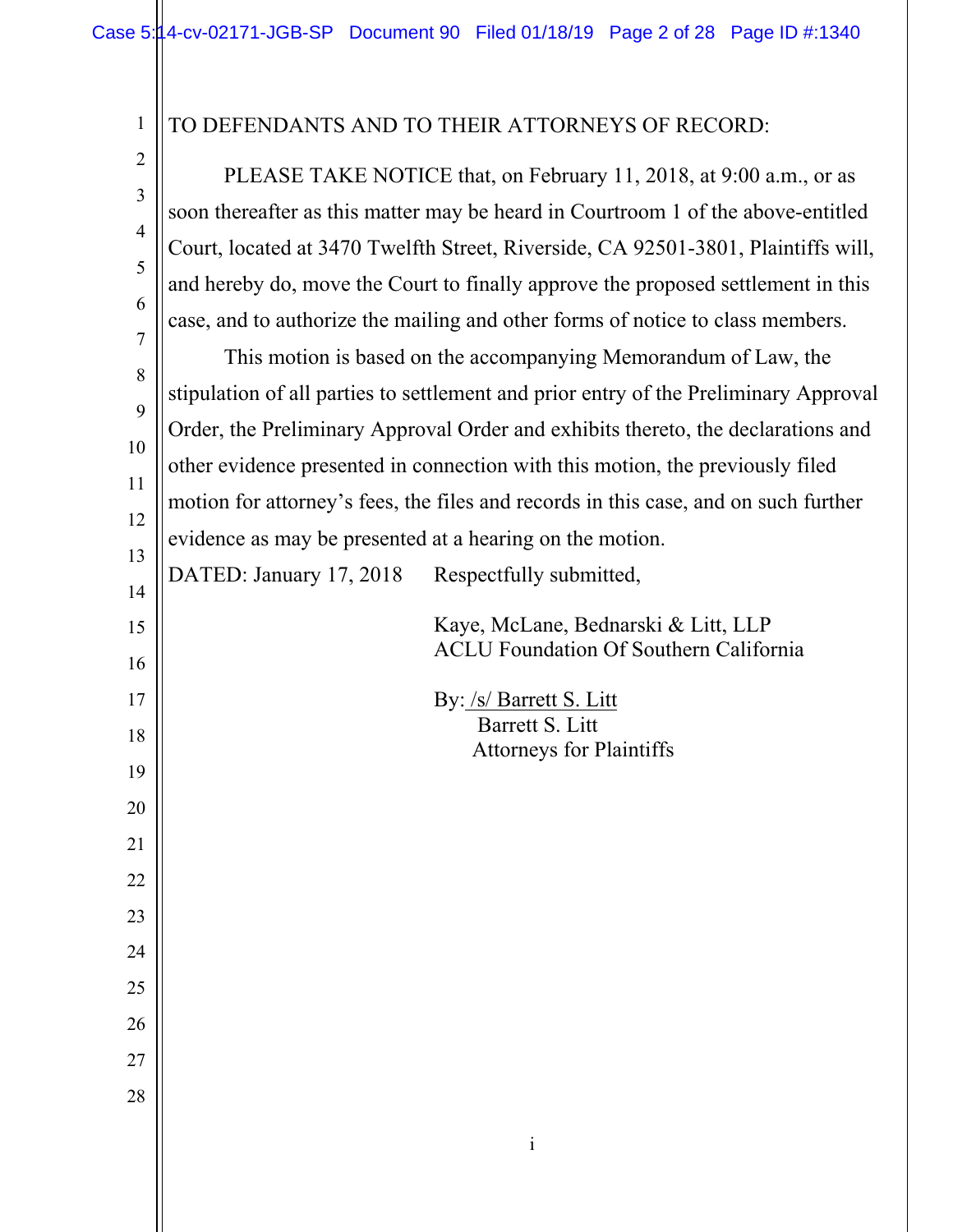TO DEFENDANTS AND TO THEIR ATTORNEYS OF RECORD:

PLEASE TAKE NOTICE that, on February 11, 2018, at 9:00 a.m., or as soon thereafter as this matter may be heard in Courtroom 1 of the above-entitled Court, located at 3470 Twelfth Street, Riverside, CA 92501-3801, Plaintiffs will, and hereby do, move the Court to finally approve the proposed settlement in this case, and to authorize the mailing and other forms of notice to class members.

This motion is based on the accompanying Memorandum of Law, the stipulation of all parties to settlement and prior entry of the Preliminary Approval Order, the Preliminary Approval Order and exhibits thereto, the declarations and other evidence presented in connection with this motion, the previously filed motion for attorney's fees, the files and records in this case, and on such further evidence as may be presented at a hearing on the motion.

DATED: January 17, 2018 Respectfully submitted,

Kaye, McLane, Bednarski & Litt, LLP
ACLU Foundation Of Southern California

By: /s/ Barrett S. Litt
Barrett S. Litt
Attorneys for Plaintiffs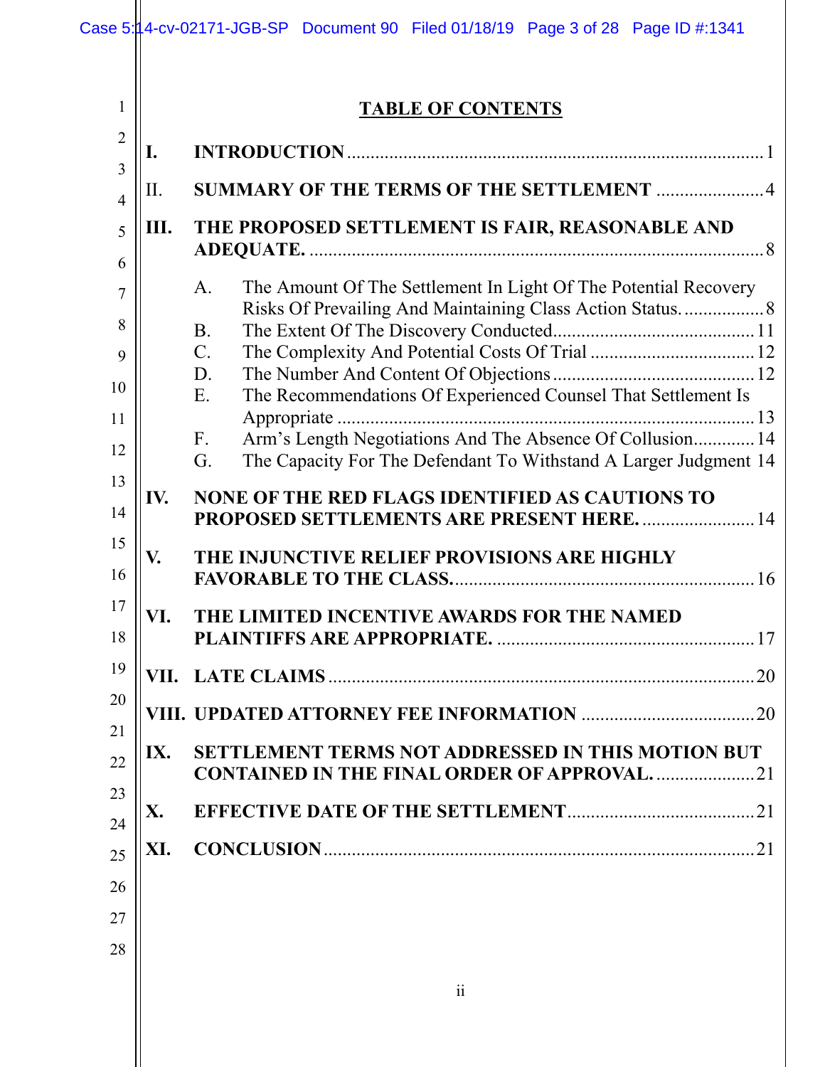# TABLE OF CONTENTS

**I. INTRODUCTION** ... 1

II. **SUMMARY OF THE TERMS OF THE SETTLEMENT** ... 4

**III. THE PROPOSED SETTLEMENT IS FAIR, REASONABLE AND ADEQUATE.** ... 8

- A. The Amount Of The Settlement In Light Of The Potential Recovery Risks Of Prevailing And Maintaining Class Action Status. ... 8
- B. The Extent Of The Discovery Conducted ... 11
- C. The Complexity And Potential Costs Of Trial ... 12
- D. The Number And Content Of Objections ... 12
- E. The Recommendations Of Experienced Counsel That Settlement Is Appropriate ... 13
- F. Arm's Length Negotiations And The Absence Of Collusion ... 14
- G. The Capacity For The Defendant To Withstand A Larger Judgment ... 14

**IV. NONE OF THE RED FLAGS IDENTIFIED AS CAUTIONS TO PROPOSED SETTLEMENTS ARE PRESENT HERE.** ... 14

**V. THE INJUNCTIVE RELIEF PROVISIONS ARE HIGHLY FAVORABLE TO THE CLASS.** ... 16

**VI. THE LIMITED INCENTIVE AWARDS FOR THE NAMED PLAINTIFFS ARE APPROPRIATE.** ... 17

**VII. LATE CLAIMS** ... 20

**VIII. UPDATED ATTORNEY FEE INFORMATION** ... 20

**IX. SETTLEMENT TERMS NOT ADDRESSED IN THIS MOTION BUT CONTAINED IN THE FINAL ORDER OF APPROVAL.** ... 21

**X. EFFECTIVE DATE OF THE SETTLEMENT** ... 21

**XI. CONCLUSION** ... 21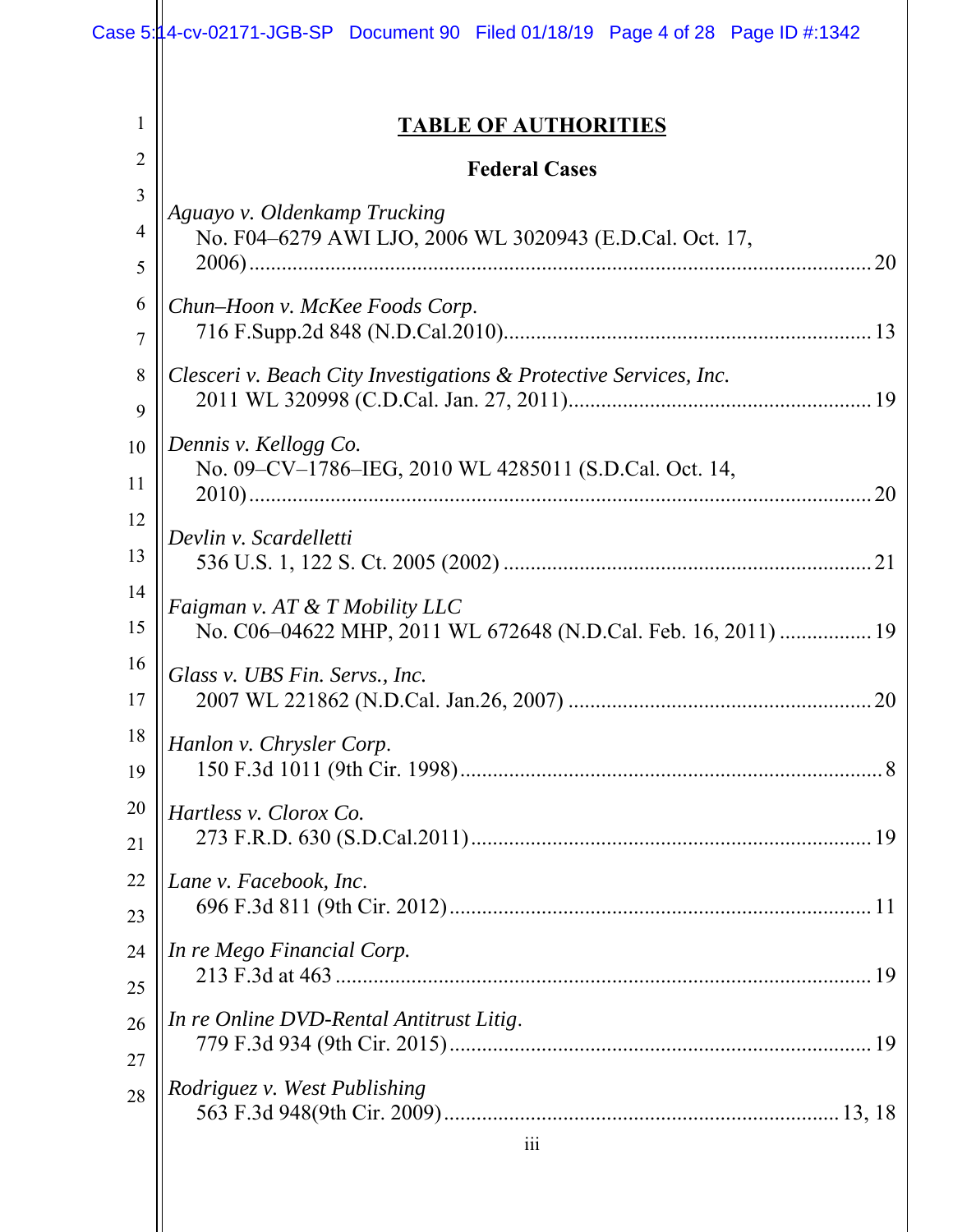# TABLE OF AUTHORITIES

## Federal Cases

*Aguayo v. Oldenkamp Trucking*
No. F04–6279 AWI LJO, 2006 WL 3020943 (E.D.Cal. Oct. 17, 2006) ........ 20

*Chun–Hoon v. McKee Foods Corp.*
716 F.Supp.2d 848 (N.D.Cal.2010) ........ 13

*Clesceri v. Beach City Investigations & Protective Services, Inc.*
2011 WL 320998 (C.D.Cal. Jan. 27, 2011) ........ 19

*Dennis v. Kellogg Co.*
No. 09–CV–1786–IEG, 2010 WL 4285011 (S.D.Cal. Oct. 14, 2010) ........ 20

*Devlin v. Scardelletti*
536 U.S. 1, 122 S. Ct. 2005 (2002) ........ 21

*Faigman v. AT & T Mobility LLC*
No. C06–04622 MHP, 2011 WL 672648 (N.D.Cal. Feb. 16, 2011) ........ 19

*Glass v. UBS Fin. Servs., Inc.*
2007 WL 221862 (N.D.Cal. Jan.26, 2007) ........ 20

*Hanlon v. Chrysler Corp.*
150 F.3d 1011 (9th Cir. 1998) ........ 8

*Hartless v. Clorox Co.*
273 F.R.D. 630 (S.D.Cal.2011) ........ 19

*Lane v. Facebook, Inc.*
696 F.3d 811 (9th Cir. 2012) ........ 11

*In re Mego Financial Corp.*
213 F.3d at 463 ........ 19

*In re Online DVD-Rental Antitrust Litig.*
779 F.3d 934 (9th Cir. 2015) ........ 19

*Rodriguez v. West Publishing*
563 F.3d 948(9th Cir. 2009) ........ 13, 18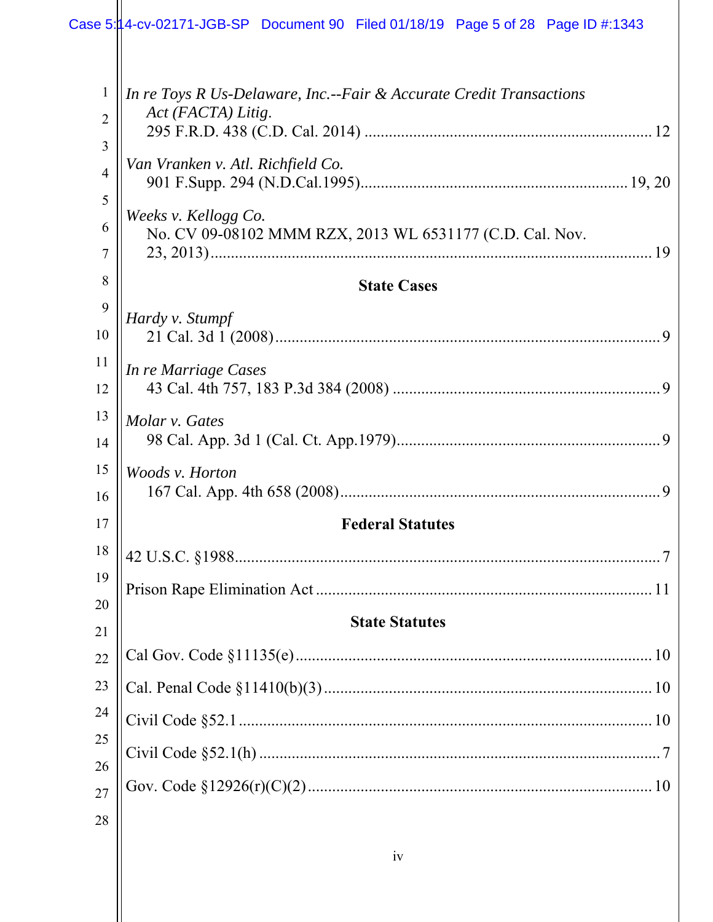*In re Toys R Us-Delaware, Inc.--Fair & Accurate Credit Transactions Act (FACTA) Litig.*
295 F.R.D. 438 (C.D. Cal. 2014) .......................................................................... 12

*Van Vranken v. Atl. Richfield Co.*
901 F.Supp. 294 (N.D.Cal.1995).................................................................. 19, 20

*Weeks v. Kellogg Co.*
No. CV 09-08102 MMM RZX, 2013 WL 6531177 (C.D. Cal. Nov. 23, 2013)................................................................................................ 19

**State Cases**

*Hardy v. Stumpf*
21 Cal. 3d 1 (2008)................................................................................................ 9

*In re Marriage Cases*
43 Cal. 4th 757, 183 P.3d 384 (2008) .................................................................. 9

*Molar v. Gates*
98 Cal. App. 3d 1 (Cal. Ct. App.1979)................................................................. 9

*Woods v. Horton*
167 Cal. App. 4th 658 (2008)............................................................................... 9

**Federal Statutes**

42 U.S.C. §1988........................................................................................................ 7

Prison Rape Elimination Act .................................................................................. 11

**State Statutes**

Cal Gov. Code §11135(e)........................................................................................ 10

Cal. Penal Code §11410(b)(3) ................................................................................ 10

Civil Code §52.1 ..................................................................................................... 10

Civil Code §52.1(h) .................................................................................................. 7

Gov. Code §12926(r)(C)(2) .................................................................................... 10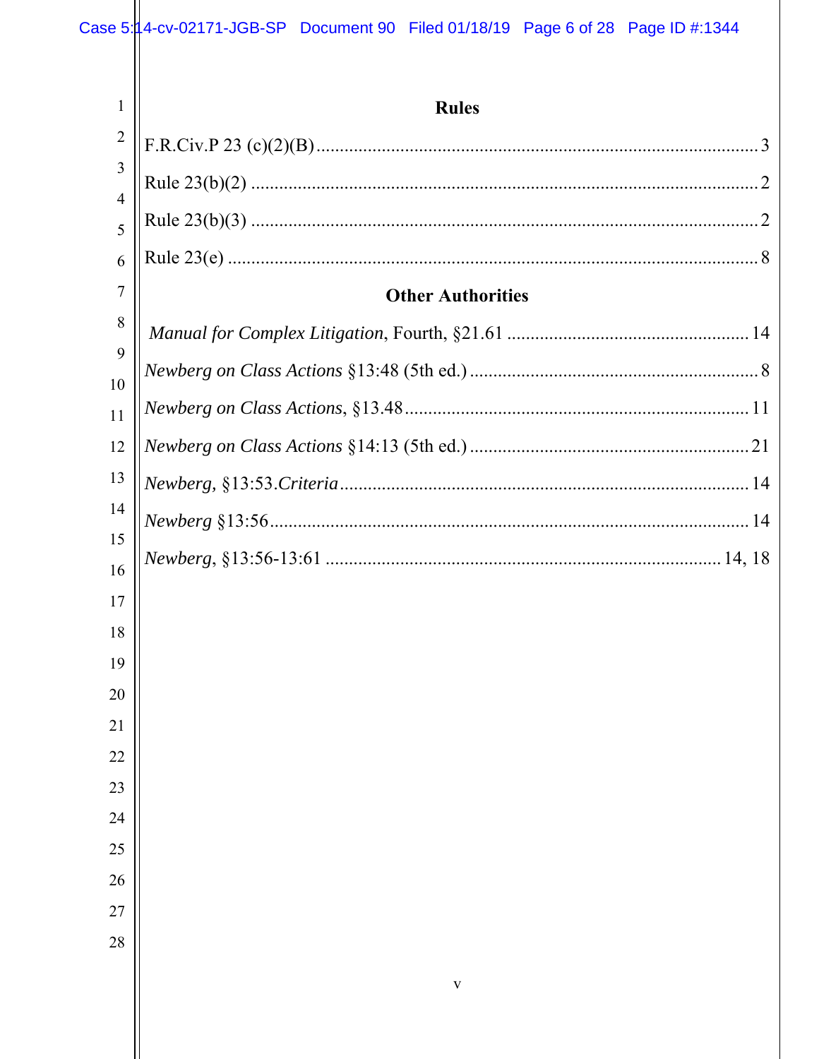## Rules

F.R.Civ.P 23 (c)(2)(B) .............................................................................................. 3

Rule 23(b)(2) ............................................................................................................ 2

Rule 23(b)(3) ............................................................................................................ 2

Rule 23(e) ................................................................................................................ 8

## Other Authorities

*Manual for Complex Litigation*, Fourth, §21.61 ................................................... 14

*Newberg on Class Actions* §13:48 (5th ed.) .............................................................. 8

*Newberg on Class Actions*, §13.48 ......................................................................... 11

*Newberg on Class Actions* §14:13 (5th ed.) ............................................................ 21

*Newberg*, §13:53.*Criteria* ...................................................................................... 14

*Newberg* §13:56 ...................................................................................................... 14

*Newberg*, §13:56-13:61 ................................................................................... 14, 18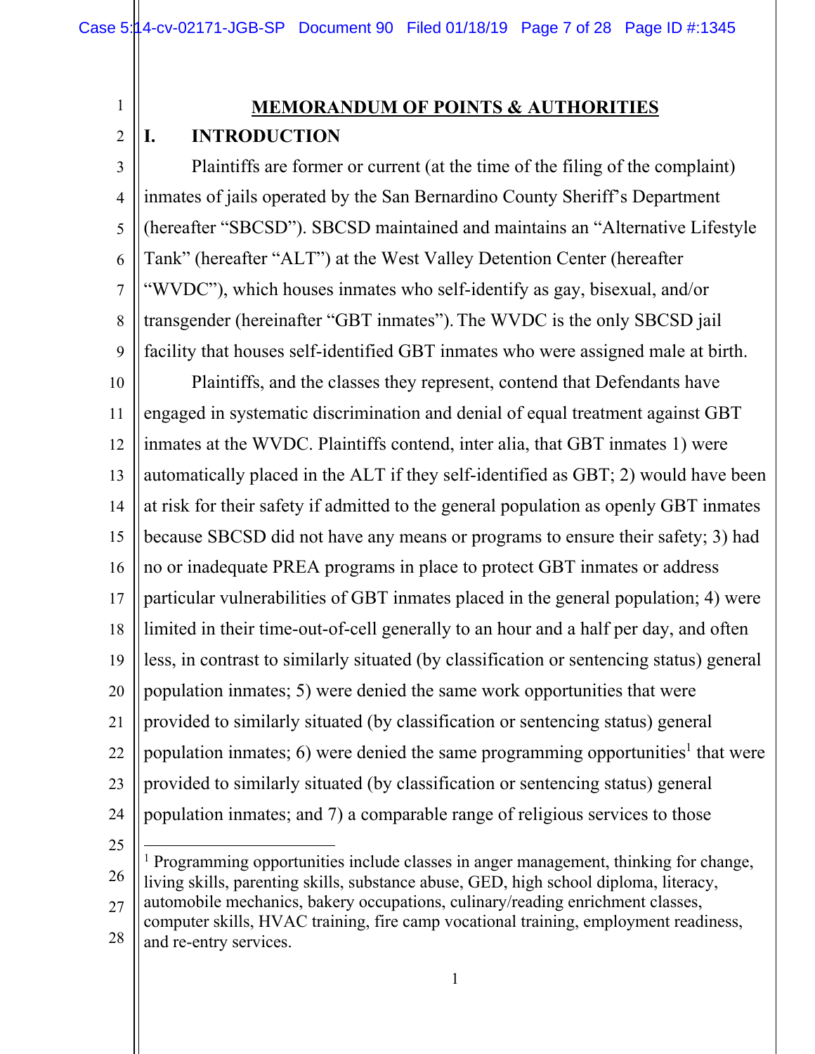## MEMORANDUM OF POINTS & AUTHORITIES

### I. INTRODUCTION

Plaintiffs are former or current (at the time of the filing of the complaint) inmates of jails operated by the San Bernardino County Sheriff's Department (hereafter "SBCSD"). SBCSD maintained and maintains an "Alternative Lifestyle Tank" (hereafter "ALT") at the West Valley Detention Center (hereafter "WVDC"), which houses inmates who self-identify as gay, bisexual, and/or transgender (hereinafter "GBT inmates"). The WVDC is the only SBCSD jail facility that houses self-identified GBT inmates who were assigned male at birth.

Plaintiffs, and the classes they represent, contend that Defendants have engaged in systematic discrimination and denial of equal treatment against GBT inmates at the WVDC. Plaintiffs contend, inter alia, that GBT inmates 1) were automatically placed in the ALT if they self-identified as GBT; 2) would have been at risk for their safety if admitted to the general population as openly GBT inmates because SBCSD did not have any means or programs to ensure their safety; 3) had no or inadequate PREA programs in place to protect GBT inmates or address particular vulnerabilities of GBT inmates placed in the general population; 4) were limited in their time-out-of-cell generally to an hour and a half per day, and often less, in contrast to similarly situated (by classification or sentencing status) general population inmates; 5) were denied the same work opportunities that were provided to similarly situated (by classification or sentencing status) general population inmates; 6) were denied the same programming opportunities[1] that were provided to similarly situated (by classification or sentencing status) general population inmates; and 7) a comparable range of religious services to those

[1] Programming opportunities include classes in anger management, thinking for change, living skills, parenting skills, substance abuse, GED, high school diploma, literacy, automobile mechanics, bakery occupations, culinary/reading enrichment classes, computer skills, HVAC training, fire camp vocational training, employment readiness, and re-entry services.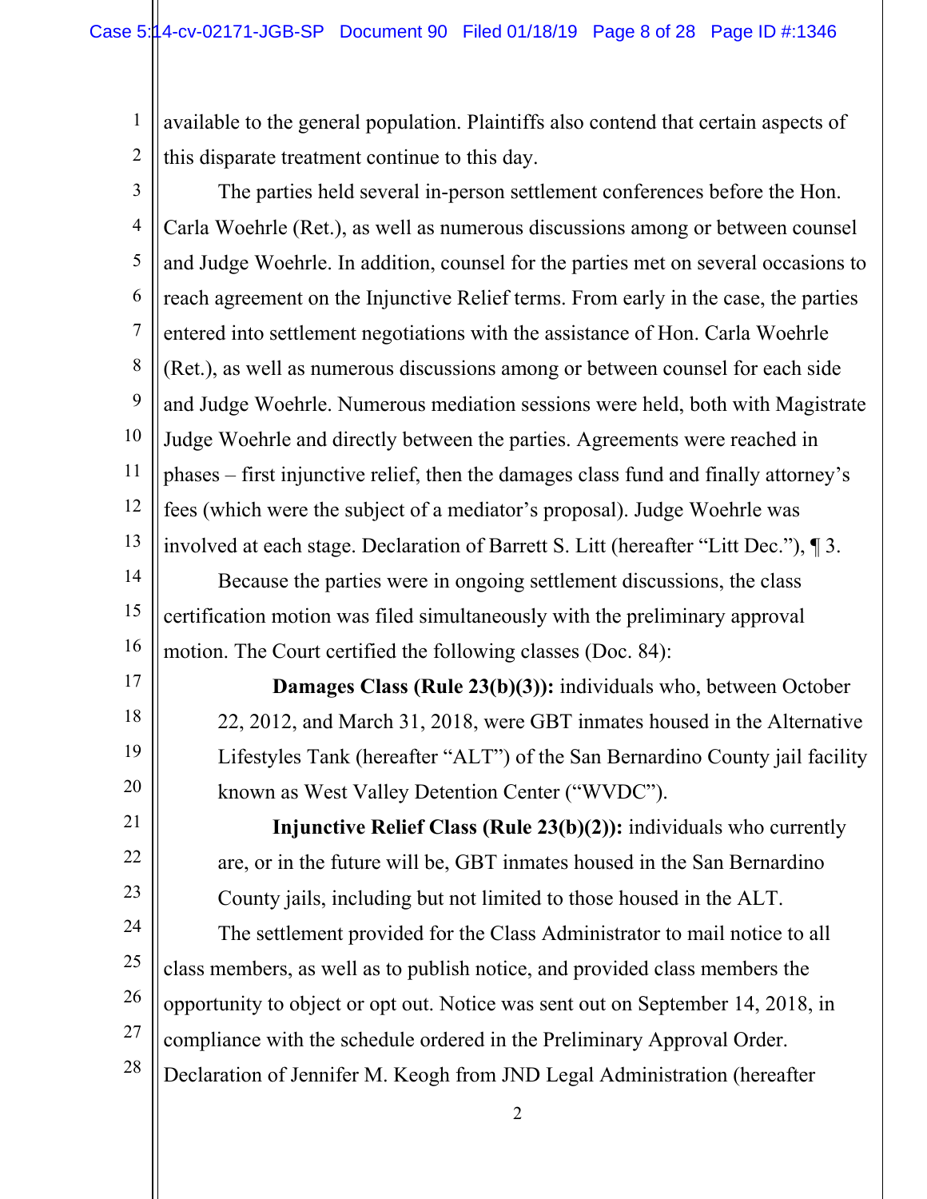available to the general population. Plaintiffs also contend that certain aspects of this disparate treatment continue to this day.

The parties held several in-person settlement conferences before the Hon. Carla Woehrle (Ret.), as well as numerous discussions among or between counsel and Judge Woehrle. In addition, counsel for the parties met on several occasions to reach agreement on the Injunctive Relief terms. From early in the case, the parties entered into settlement negotiations with the assistance of Hon. Carla Woehrle (Ret.), as well as numerous discussions among or between counsel for each side and Judge Woehrle. Numerous mediation sessions were held, both with Magistrate Judge Woehrle and directly between the parties. Agreements were reached in phases – first injunctive relief, then the damages class fund and finally attorney's fees (which were the subject of a mediator's proposal). Judge Woehrle was involved at each stage. Declaration of Barrett S. Litt (hereafter "Litt Dec."), ¶ 3.

Because the parties were in ongoing settlement discussions, the class certification motion was filed simultaneously with the preliminary approval motion. The Court certified the following classes (Doc. 84):

> **Damages Class (Rule 23(b)(3)):** individuals who, between October 22, 2012, and March 31, 2018, were GBT inmates housed in the Alternative Lifestyles Tank (hereafter "ALT") of the San Bernardino County jail facility known as West Valley Detention Center ("WVDC").
>
> **Injunctive Relief Class (Rule 23(b)(2)):** individuals who currently are, or in the future will be, GBT inmates housed in the San Bernardino County jails, including but not limited to those housed in the ALT.

The settlement provided for the Class Administrator to mail notice to all class members, as well as to publish notice, and provided class members the opportunity to object or opt out. Notice was sent out on September 14, 2018, in compliance with the schedule ordered in the Preliminary Approval Order. Declaration of Jennifer M. Keogh from JND Legal Administration (hereafter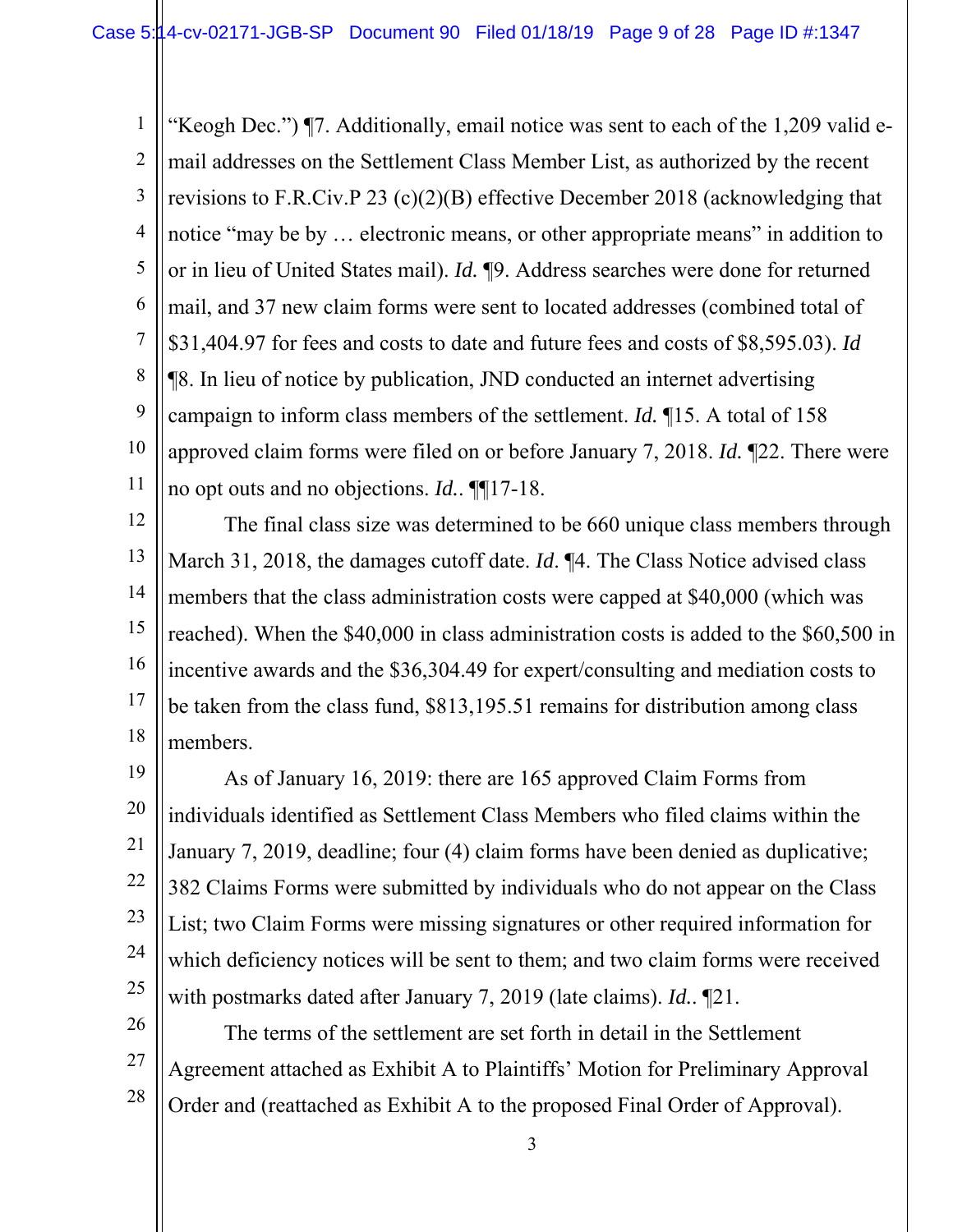"Keogh Dec.") ¶7. Additionally, email notice was sent to each of the 1,209 valid e-mail addresses on the Settlement Class Member List, as authorized by the recent revisions to F.R.Civ.P 23 (c)(2)(B) effective December 2018 (acknowledging that notice "may be by … electronic means, or other appropriate means" in addition to or in lieu of United States mail). *Id.* ¶9. Address searches were done for returned mail, and 37 new claim forms were sent to located addresses (combined total of $31,404.97 for fees and costs to date and future fees and costs of $8,595.03). *Id* ¶8. In lieu of notice by publication, JND conducted an internet advertising campaign to inform class members of the settlement. *Id.* ¶15. A total of 158 approved claim forms were filed on or before January 7, 2018. *Id.* ¶22. There were no opt outs and no objections. *Id.*. ¶¶17-18.

The final class size was determined to be 660 unique class members through March 31, 2018, the damages cutoff date. *Id.* ¶4. The Class Notice advised class members that the class administration costs were capped at $40,000 (which was reached). When the $40,000 in class administration costs is added to the $60,500 in incentive awards and the $36,304.49 for expert/consulting and mediation costs to be taken from the class fund, $813,195.51 remains for distribution among class members.

As of January 16, 2019: there are 165 approved Claim Forms from individuals identified as Settlement Class Members who filed claims within the January 7, 2019, deadline; four (4) claim forms have been denied as duplicative; 382 Claims Forms were submitted by individuals who do not appear on the Class List; two Claim Forms were missing signatures or other required information for which deficiency notices will be sent to them; and two claim forms were received with postmarks dated after January 7, 2019 (late claims). *Id.*. ¶21.

The terms of the settlement are set forth in detail in the Settlement Agreement attached as Exhibit A to Plaintiffs' Motion for Preliminary Approval Order and (reattached as Exhibit A to the proposed Final Order of Approval).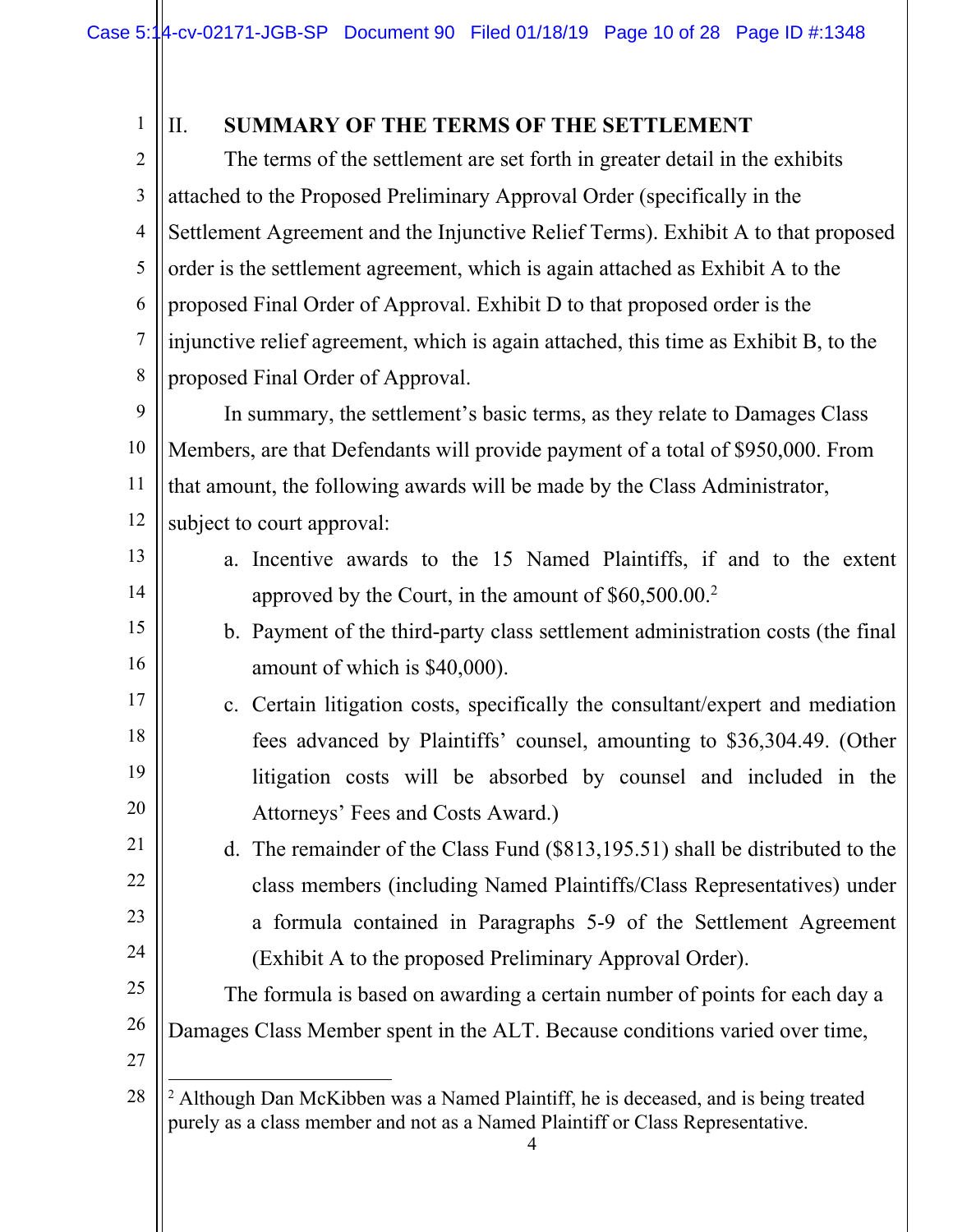## II. SUMMARY OF THE TERMS OF THE SETTLEMENT

The terms of the settlement are set forth in greater detail in the exhibits attached to the Proposed Preliminary Approval Order (specifically in the Settlement Agreement and the Injunctive Relief Terms). Exhibit A to that proposed order is the settlement agreement, which is again attached as Exhibit A to the proposed Final Order of Approval. Exhibit D to that proposed order is the injunctive relief agreement, which is again attached, this time as Exhibit B, to the proposed Final Order of Approval.

In summary, the settlement's basic terms, as they relate to Damages Class Members, are that Defendants will provide payment of a total of $950,000. From that amount, the following awards will be made by the Class Administrator, subject to court approval:

a. Incentive awards to the 15 Named Plaintiffs, if and to the extent approved by the Court, in the amount of $60,500.00.[2]

b. Payment of the third-party class settlement administration costs (the final amount of which is $40,000).

c. Certain litigation costs, specifically the consultant/expert and mediation fees advanced by Plaintiffs' counsel, amounting to $36,304.49. (Other litigation costs will be absorbed by counsel and included in the Attorneys' Fees and Costs Award.)

d. The remainder of the Class Fund ($813,195.51) shall be distributed to the class members (including Named Plaintiffs/Class Representatives) under a formula contained in Paragraphs 5-9 of the Settlement Agreement (Exhibit A to the proposed Preliminary Approval Order).

The formula is based on awarding a certain number of points for each day a Damages Class Member spent in the ALT. Because conditions varied over time,

---

[2] Although Dan McKibben was a Named Plaintiff, he is deceased, and is being treated purely as a class member and not as a Named Plaintiff or Class Representative.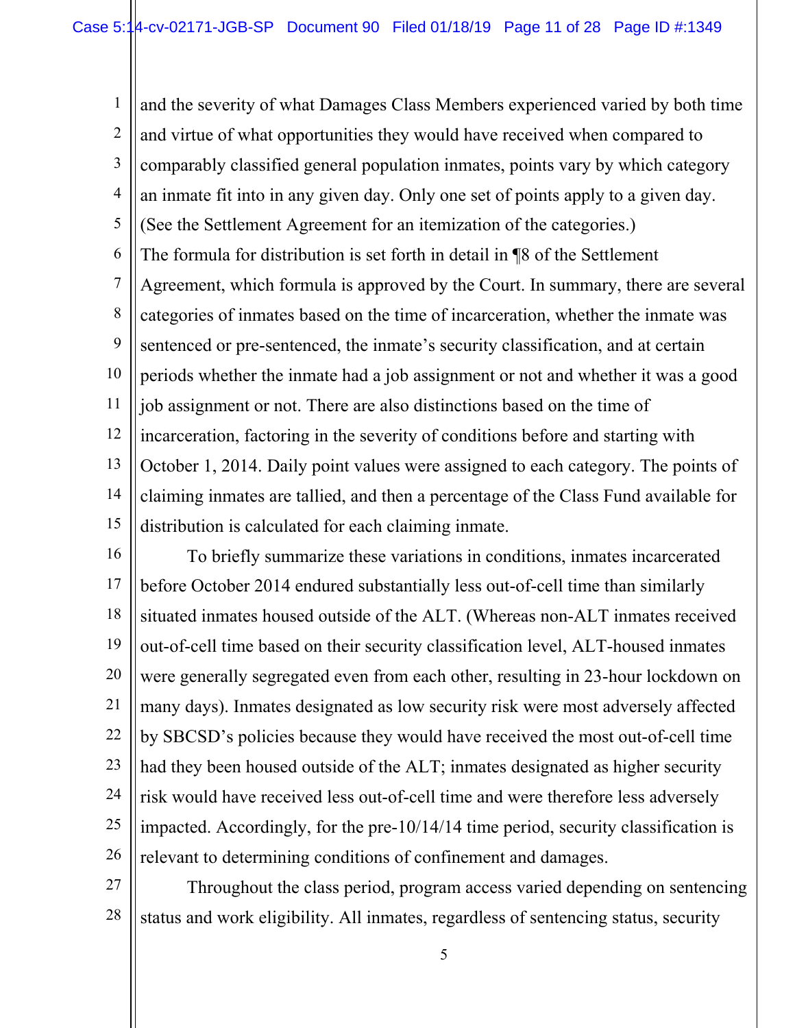and the severity of what Damages Class Members experienced varied by both time and virtue of what opportunities they would have received when compared to comparably classified general population inmates, points vary by which category an inmate fit into in any given day. Only one set of points apply to a given day. (See the Settlement Agreement for an itemization of the categories.)

The formula for distribution is set forth in detail in ¶8 of the Settlement Agreement, which formula is approved by the Court. In summary, there are several categories of inmates based on the time of incarceration, whether the inmate was sentenced or pre-sentenced, the inmate's security classification, and at certain periods whether the inmate had a job assignment or not and whether it was a good job assignment or not. There are also distinctions based on the time of incarceration, factoring in the severity of conditions before and starting with October 1, 2014. Daily point values were assigned to each category. The points of claiming inmates are tallied, and then a percentage of the Class Fund available for distribution is calculated for each claiming inmate.

To briefly summarize these variations in conditions, inmates incarcerated before October 2014 endured substantially less out-of-cell time than similarly situated inmates housed outside of the ALT. (Whereas non-ALT inmates received out-of-cell time based on their security classification level, ALT-housed inmates were generally segregated even from each other, resulting in 23-hour lockdown on many days). Inmates designated as low security risk were most adversely affected by SBCSD's policies because they would have received the most out-of-cell time had they been housed outside of the ALT; inmates designated as higher security risk would have received less out-of-cell time and were therefore less adversely impacted. Accordingly, for the pre-10/14/14 time period, security classification is relevant to determining conditions of confinement and damages.

Throughout the class period, program access varied depending on sentencing status and work eligibility. All inmates, regardless of sentencing status, security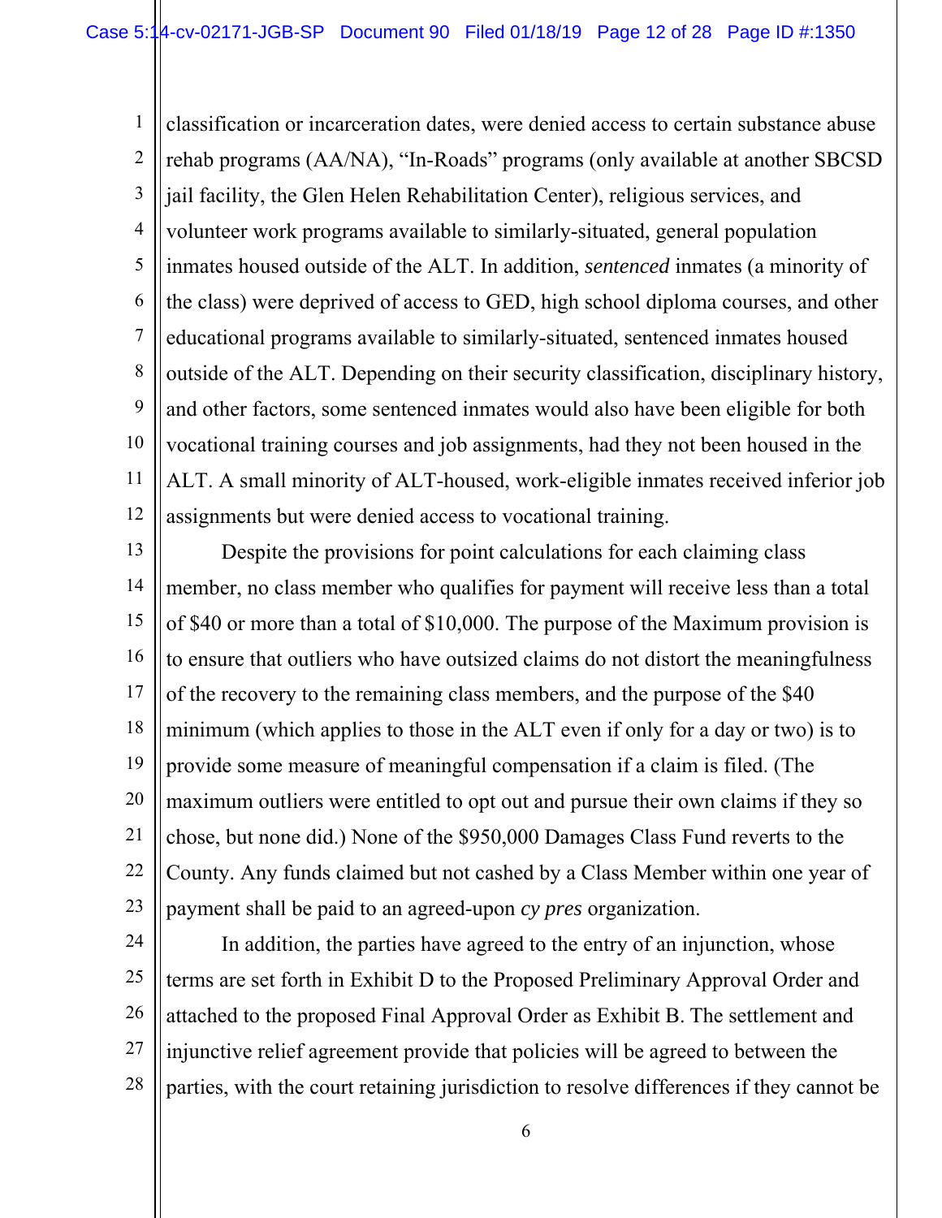classification or incarceration dates, were denied access to certain substance abuse rehab programs (AA/NA), "In-Roads" programs (only available at another SBCSD jail facility, the Glen Helen Rehabilitation Center), religious services, and volunteer work programs available to similarly-situated, general population inmates housed outside of the ALT. In addition, *sentenced* inmates (a minority of the class) were deprived of access to GED, high school diploma courses, and other educational programs available to similarly-situated, sentenced inmates housed outside of the ALT. Depending on their security classification, disciplinary history, and other factors, some sentenced inmates would also have been eligible for both vocational training courses and job assignments, had they not been housed in the ALT. A small minority of ALT-housed, work-eligible inmates received inferior job assignments but were denied access to vocational training.

Despite the provisions for point calculations for each claiming class member, no class member who qualifies for payment will receive less than a total of $40 or more than a total of $10,000. The purpose of the Maximum provision is to ensure that outliers who have outsized claims do not distort the meaningfulness of the recovery to the remaining class members, and the purpose of the $40 minimum (which applies to those in the ALT even if only for a day or two) is to provide some measure of meaningful compensation if a claim is filed. (The maximum outliers were entitled to opt out and pursue their own claims if they so chose, but none did.) None of the $950,000 Damages Class Fund reverts to the County. Any funds claimed but not cashed by a Class Member within one year of payment shall be paid to an agreed-upon *cy pres* organization.

In addition, the parties have agreed to the entry of an injunction, whose terms are set forth in Exhibit D to the Proposed Preliminary Approval Order and attached to the proposed Final Approval Order as Exhibit B. The settlement and injunctive relief agreement provide that policies will be agreed to between the parties, with the court retaining jurisdiction to resolve differences if they cannot be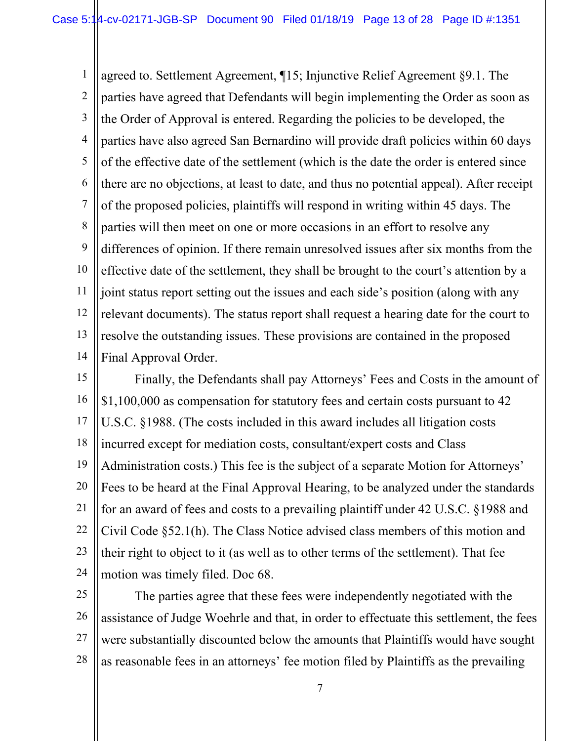agreed to. Settlement Agreement, ¶15; Injunctive Relief Agreement §9.1. The parties have agreed that Defendants will begin implementing the Order as soon as the Order of Approval is entered. Regarding the policies to be developed, the parties have also agreed San Bernardino will provide draft policies within 60 days of the effective date of the settlement (which is the date the order is entered since there are no objections, at least to date, and thus no potential appeal). After receipt of the proposed policies, plaintiffs will respond in writing within 45 days. The parties will then meet on one or more occasions in an effort to resolve any differences of opinion. If there remain unresolved issues after six months from the effective date of the settlement, they shall be brought to the court's attention by a joint status report setting out the issues and each side's position (along with any relevant documents). The status report shall request a hearing date for the court to resolve the outstanding issues. These provisions are contained in the proposed Final Approval Order.

Finally, the Defendants shall pay Attorneys' Fees and Costs in the amount of $1,100,000 as compensation for statutory fees and certain costs pursuant to 42 U.S.C. §1988. (The costs included in this award includes all litigation costs incurred except for mediation costs, consultant/expert costs and Class Administration costs.) This fee is the subject of a separate Motion for Attorneys' Fees to be heard at the Final Approval Hearing, to be analyzed under the standards for an award of fees and costs to a prevailing plaintiff under 42 U.S.C. §1988 and Civil Code §52.1(h). The Class Notice advised class members of this motion and their right to object to it (as well as to other terms of the settlement). That fee motion was timely filed. Doc 68.

The parties agree that these fees were independently negotiated with the assistance of Judge Woehrle and that, in order to effectuate this settlement, the fees were substantially discounted below the amounts that Plaintiffs would have sought as reasonable fees in an attorneys' fee motion filed by Plaintiffs as the prevailing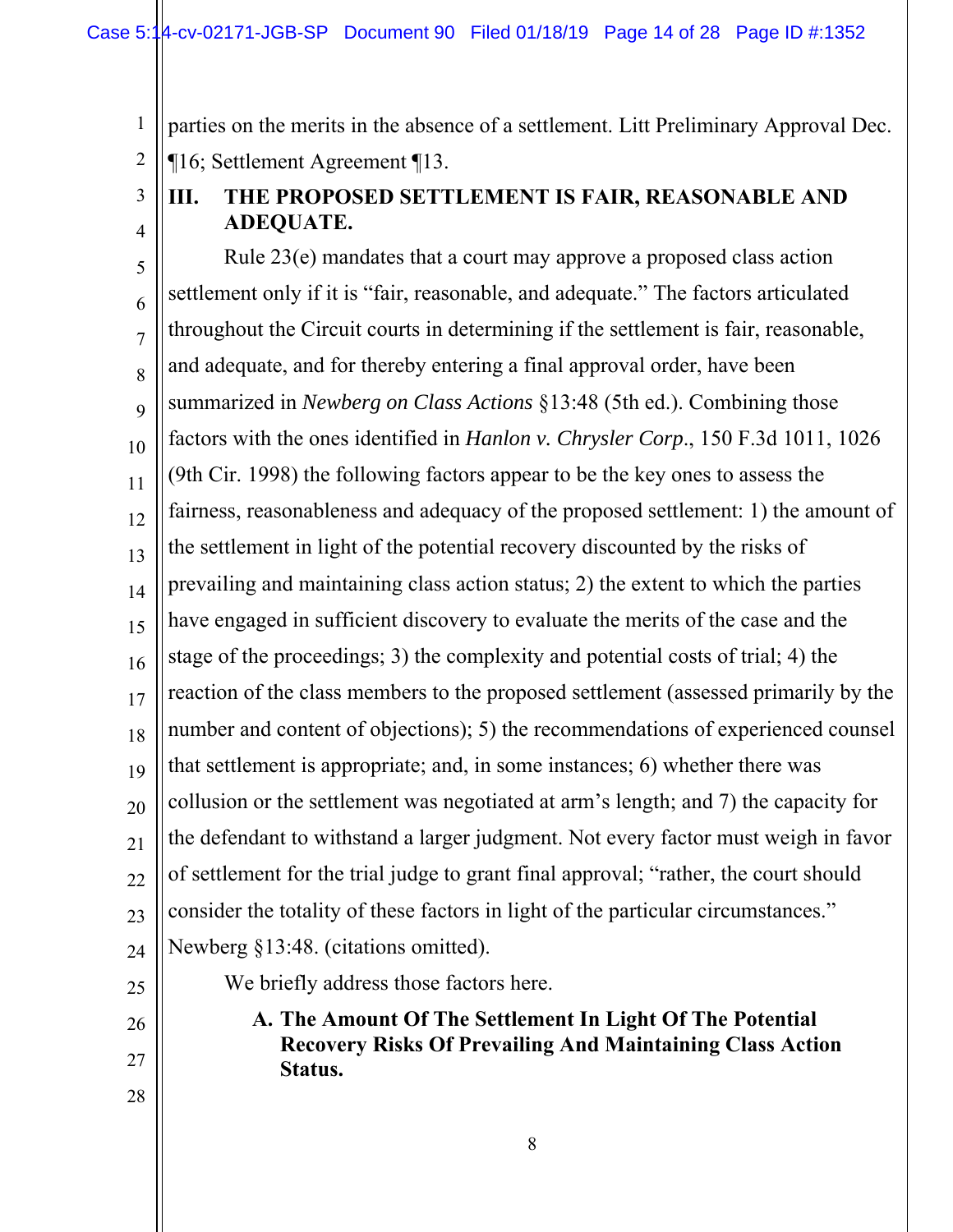parties on the merits in the absence of a settlement. Litt Preliminary Approval Dec. ¶16; Settlement Agreement ¶13.

## III. THE PROPOSED SETTLEMENT IS FAIR, REASONABLE AND ADEQUATE.

Rule 23(e) mandates that a court may approve a proposed class action settlement only if it is "fair, reasonable, and adequate." The factors articulated throughout the Circuit courts in determining if the settlement is fair, reasonable, and adequate, and for thereby entering a final approval order, have been summarized in *Newberg on Class Actions* §13:48 (5th ed.). Combining those factors with the ones identified in *Hanlon v. Chrysler Corp*., 150 F.3d 1011, 1026 (9th Cir. 1998) the following factors appear to be the key ones to assess the fairness, reasonableness and adequacy of the proposed settlement: 1) the amount of the settlement in light of the potential recovery discounted by the risks of prevailing and maintaining class action status; 2) the extent to which the parties have engaged in sufficient discovery to evaluate the merits of the case and the stage of the proceedings; 3) the complexity and potential costs of trial; 4) the reaction of the class members to the proposed settlement (assessed primarily by the number and content of objections); 5) the recommendations of experienced counsel that settlement is appropriate; and, in some instances; 6) whether there was collusion or the settlement was negotiated at arm's length; and 7) the capacity for the defendant to withstand a larger judgment. Not every factor must weigh in favor of settlement for the trial judge to grant final approval; "rather, the court should consider the totality of these factors in light of the particular circumstances." Newberg §13:48. (citations omitted).

We briefly address those factors here.

### A. The Amount Of The Settlement In Light Of The Potential Recovery Risks Of Prevailing And Maintaining Class Action Status.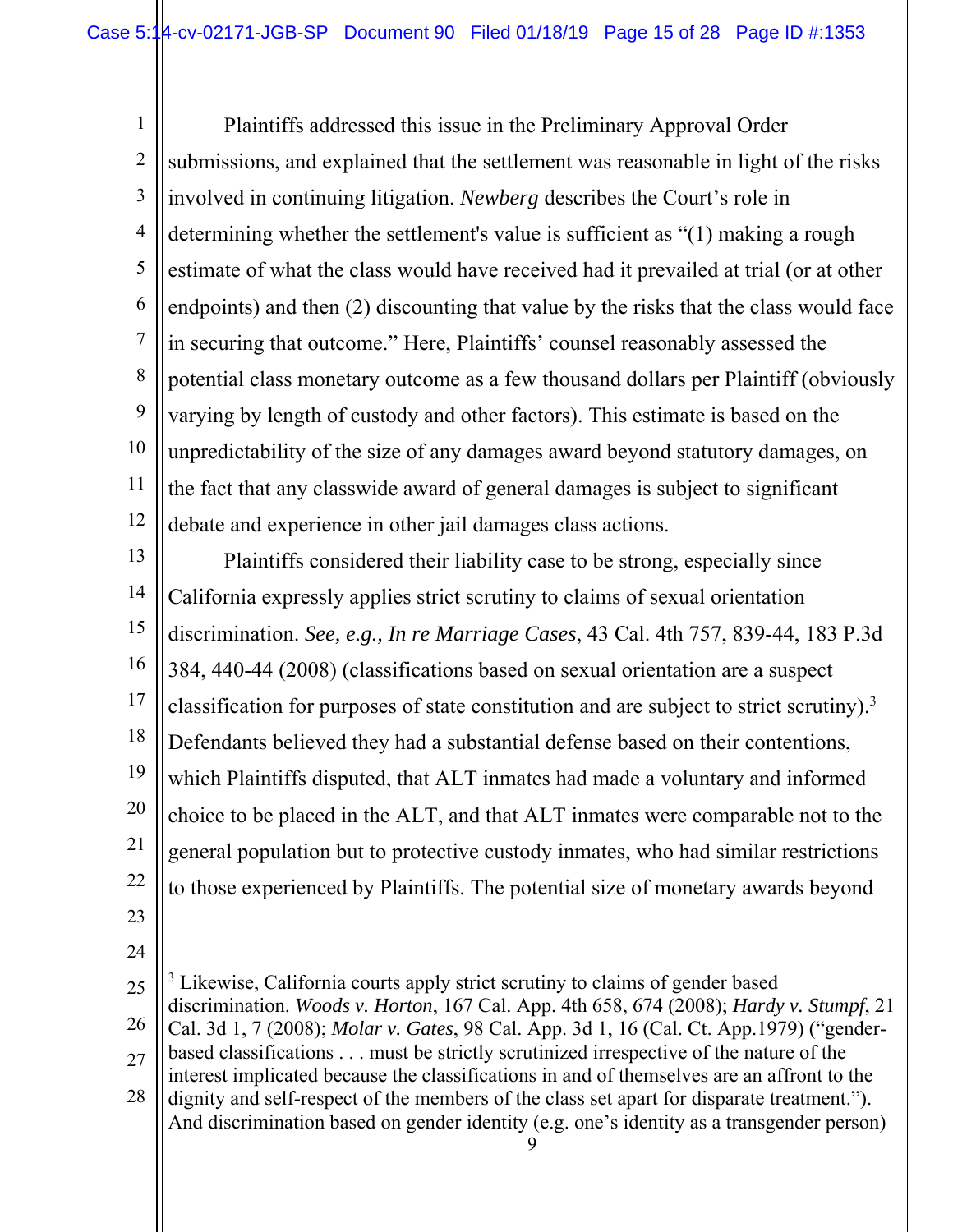Plaintiffs addressed this issue in the Preliminary Approval Order submissions, and explained that the settlement was reasonable in light of the risks involved in continuing litigation. *Newberg* describes the Court's role in determining whether the settlement's value is sufficient as "(1) making a rough estimate of what the class would have received had it prevailed at trial (or at other endpoints) and then (2) discounting that value by the risks that the class would face in securing that outcome." Here, Plaintiffs' counsel reasonably assessed the potential class monetary outcome as a few thousand dollars per Plaintiff (obviously varying by length of custody and other factors). This estimate is based on the unpredictability of the size of any damages award beyond statutory damages, on the fact that any classwide award of general damages is subject to significant debate and experience in other jail damages class actions.

Plaintiffs considered their liability case to be strong, especially since California expressly applies strict scrutiny to claims of sexual orientation discrimination. *See, e.g., In re Marriage Cases*, 43 Cal. 4th 757, 839-44, 183 P.3d 384, 440-44 (2008) (classifications based on sexual orientation are a suspect classification for purposes of state constitution and are subject to strict scrutiny).[3] Defendants believed they had a substantial defense based on their contentions, which Plaintiffs disputed, that ALT inmates had made a voluntary and informed choice to be placed in the ALT, and that ALT inmates were comparable not to the general population but to protective custody inmates, who had similar restrictions to those experienced by Plaintiffs. The potential size of monetary awards beyond

---

[3] Likewise, California courts apply strict scrutiny to claims of gender based discrimination. *Woods v. Horton*, 167 Cal. App. 4th 658, 674 (2008); *Hardy v. Stumpf*, 21 Cal. 3d 1, 7 (2008); *Molar v. Gates*, 98 Cal. App. 3d 1, 16 (Cal. Ct. App.1979) ("gender-based classifications . . . must be strictly scrutinized irrespective of the nature of the interest implicated because the classifications in and of themselves are an affront to the dignity and self-respect of the members of the class set apart for disparate treatment."). And discrimination based on gender identity (e.g. one's identity as a transgender person)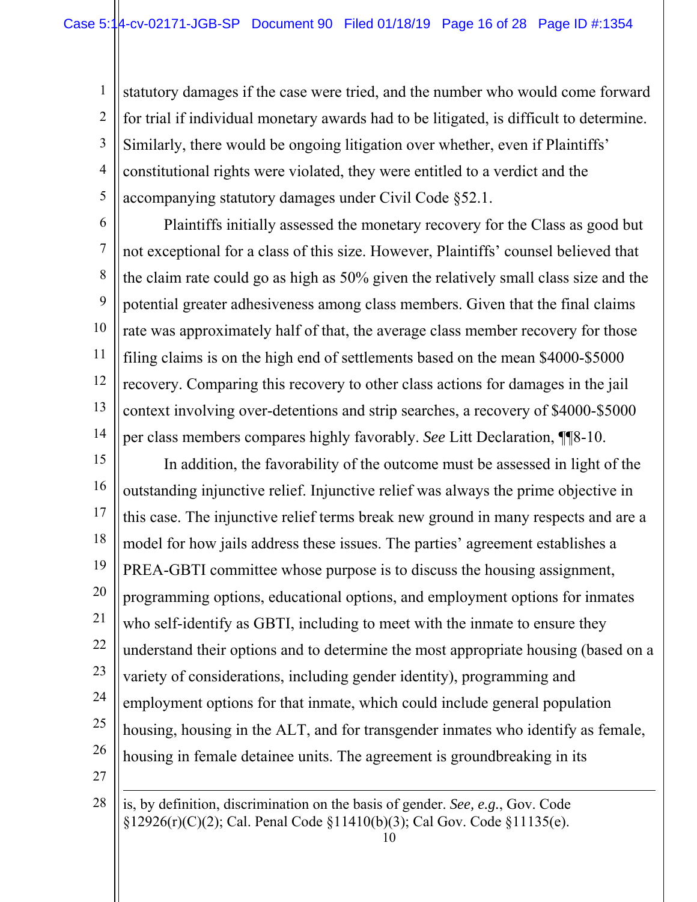statutory damages if the case were tried, and the number who would come forward for trial if individual monetary awards had to be litigated, is difficult to determine. Similarly, there would be ongoing litigation over whether, even if Plaintiffs' constitutional rights were violated, they were entitled to a verdict and the accompanying statutory damages under Civil Code §52.1.

Plaintiffs initially assessed the monetary recovery for the Class as good but not exceptional for a class of this size. However, Plaintiffs' counsel believed that the claim rate could go as high as 50% given the relatively small class size and the potential greater adhesiveness among class members. Given that the final claims rate was approximately half of that, the average class member recovery for those filing claims is on the high end of settlements based on the mean $4000-$5000 recovery. Comparing this recovery to other class actions for damages in the jail context involving over-detentions and strip searches, a recovery of $4000-$5000 per class members compares highly favorably. *See* Litt Declaration, ¶¶8-10.

In addition, the favorability of the outcome must be assessed in light of the outstanding injunctive relief. Injunctive relief was always the prime objective in this case. The injunctive relief terms break new ground in many respects and are a model for how jails address these issues. The parties' agreement establishes a PREA-GBTI committee whose purpose is to discuss the housing assignment, programming options, educational options, and employment options for inmates who self-identify as GBTI, including to meet with the inmate to ensure they understand their options and to determine the most appropriate housing (based on a variety of considerations, including gender identity), programming and employment options for that inmate, which could include general population housing, housing in the ALT, and for transgender inmates who identify as female, housing in female detainee units. The agreement is groundbreaking in its

---

is, by definition, discrimination on the basis of gender. *See, e.g.*, Gov. Code §12926(r)(C)(2); Cal. Penal Code §11410(b)(3); Cal Gov. Code §11135(e).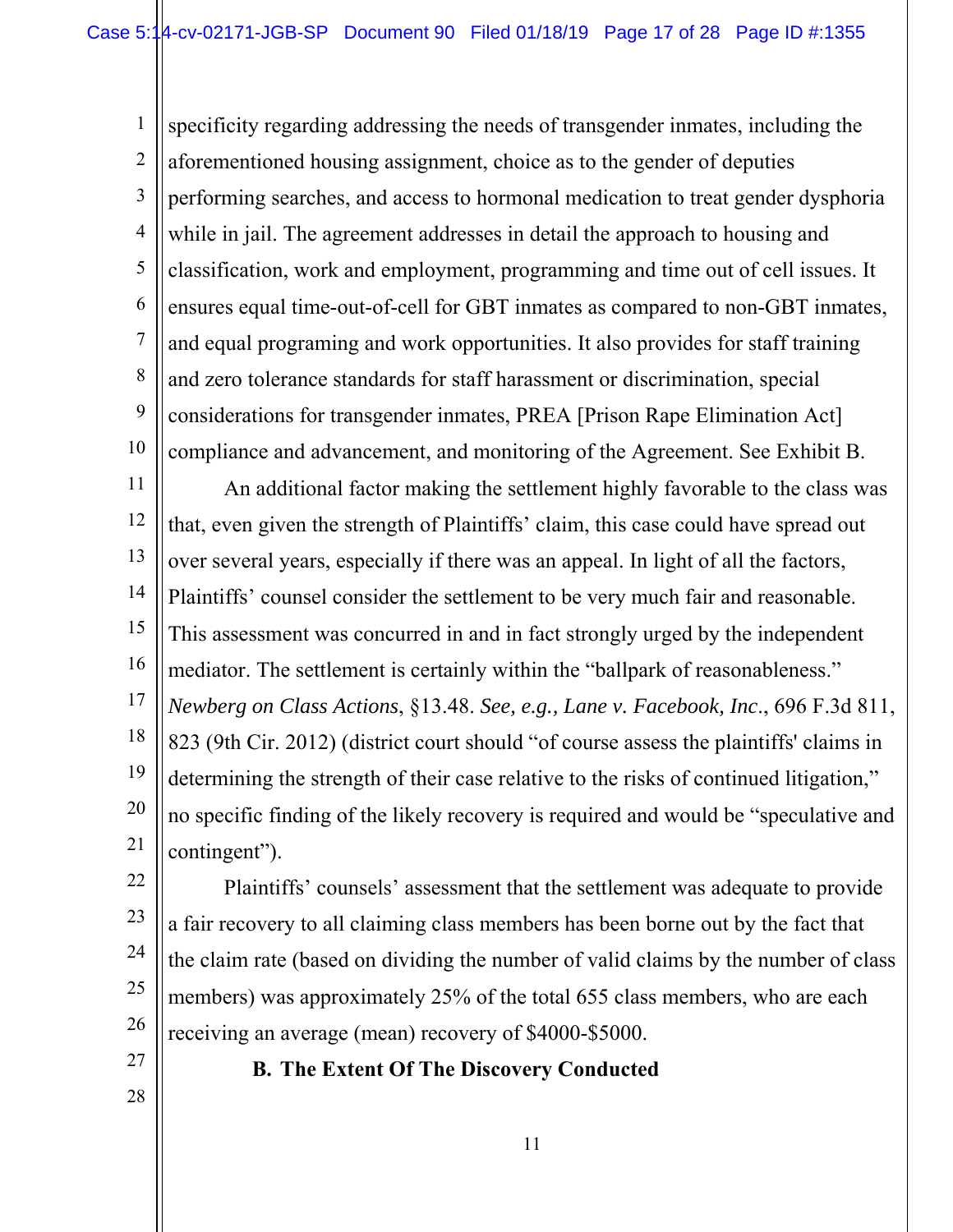specificity regarding addressing the needs of transgender inmates, including the aforementioned housing assignment, choice as to the gender of deputies performing searches, and access to hormonal medication to treat gender dysphoria while in jail. The agreement addresses in detail the approach to housing and classification, work and employment, programming and time out of cell issues. It ensures equal time-out-of-cell for GBT inmates as compared to non-GBT inmates, and equal programing and work opportunities. It also provides for staff training and zero tolerance standards for staff harassment or discrimination, special considerations for transgender inmates, PREA [Prison Rape Elimination Act] compliance and advancement, and monitoring of the Agreement. See Exhibit B.

An additional factor making the settlement highly favorable to the class was that, even given the strength of Plaintiffs' claim, this case could have spread out over several years, especially if there was an appeal. In light of all the factors, Plaintiffs' counsel consider the settlement to be very much fair and reasonable. This assessment was concurred in and in fact strongly urged by the independent mediator. The settlement is certainly within the "ballpark of reasonableness." *Newberg on Class Actions*, §13.48. *See, e.g., Lane v. Facebook, Inc.*, 696 F.3d 811, 823 (9th Cir. 2012) (district court should "of course assess the plaintiffs' claims in determining the strength of their case relative to the risks of continued litigation," no specific finding of the likely recovery is required and would be "speculative and contingent").

Plaintiffs' counsels' assessment that the settlement was adequate to provide a fair recovery to all claiming class members has been borne out by the fact that the claim rate (based on dividing the number of valid claims by the number of class members) was approximately 25% of the total 655 class members, who are each receiving an average (mean) recovery of $4000-$5000.

**B. The Extent Of The Discovery Conducted**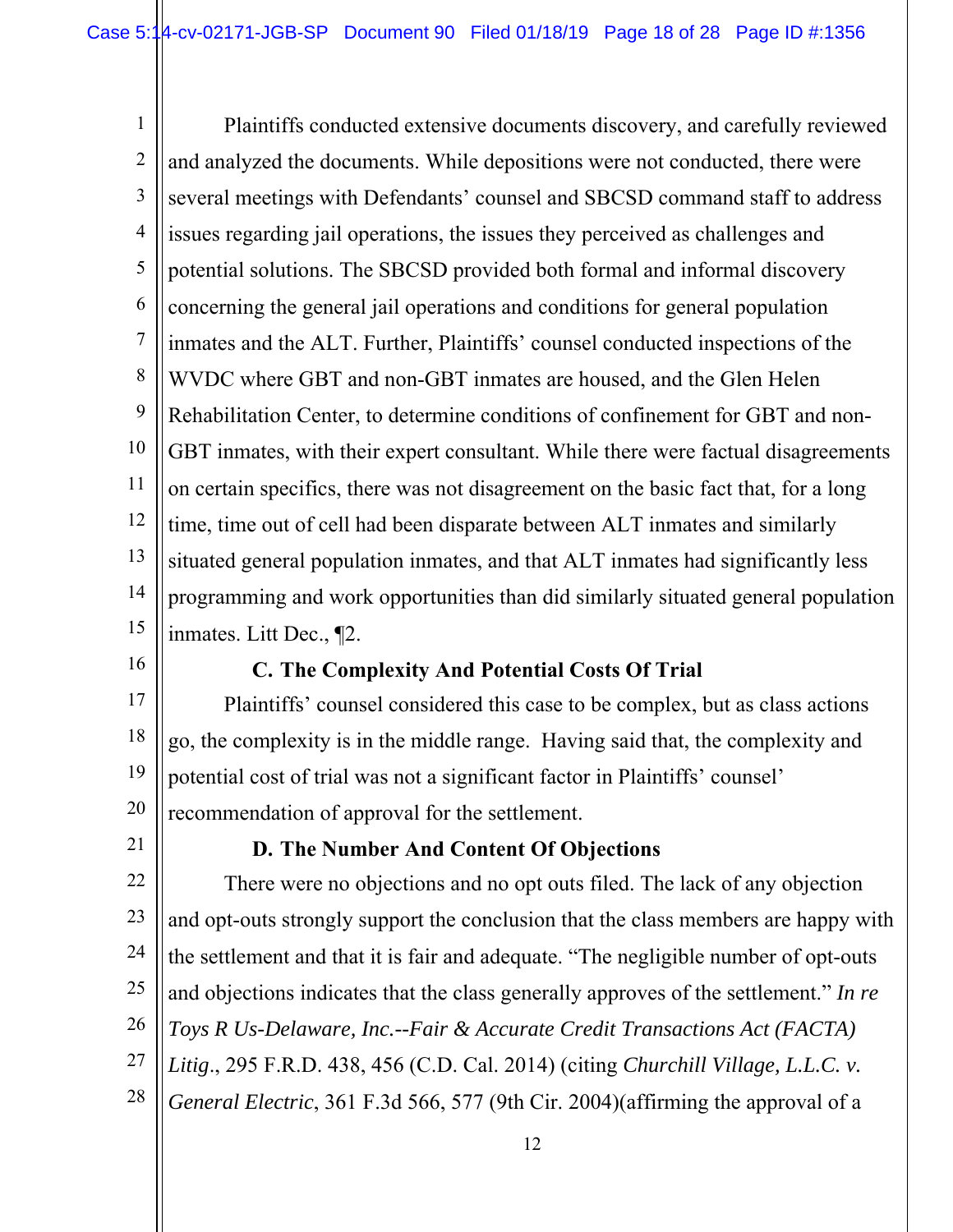Plaintiffs conducted extensive documents discovery, and carefully reviewed and analyzed the documents. While depositions were not conducted, there were several meetings with Defendants' counsel and SBCSD command staff to address issues regarding jail operations, the issues they perceived as challenges and potential solutions. The SBCSD provided both formal and informal discovery concerning the general jail operations and conditions for general population inmates and the ALT. Further, Plaintiffs' counsel conducted inspections of the WVDC where GBT and non-GBT inmates are housed, and the Glen Helen Rehabilitation Center, to determine conditions of confinement for GBT and non-GBT inmates, with their expert consultant. While there were factual disagreements on certain specifics, there was not disagreement on the basic fact that, for a long time, time out of cell had been disparate between ALT inmates and similarly situated general population inmates, and that ALT inmates had significantly less programming and work opportunities than did similarly situated general population inmates. Litt Dec., ¶2.

**C. The Complexity And Potential Costs Of Trial**

Plaintiffs' counsel considered this case to be complex, but as class actions go, the complexity is in the middle range. Having said that, the complexity and potential cost of trial was not a significant factor in Plaintiffs' counsel' recommendation of approval for the settlement.

**D. The Number And Content Of Objections**

There were no objections and no opt outs filed. The lack of any objection and opt-outs strongly support the conclusion that the class members are happy with the settlement and that it is fair and adequate. "The negligible number of opt-outs and objections indicates that the class generally approves of the settlement." *In re Toys R Us-Delaware, Inc.--Fair & Accurate Credit Transactions Act (FACTA) Litig.*, 295 F.R.D. 438, 456 (C.D. Cal. 2014) (citing *Churchill Village, L.L.C. v. General Electric*, 361 F.3d 566, 577 (9th Cir. 2004)(affirming the approval of a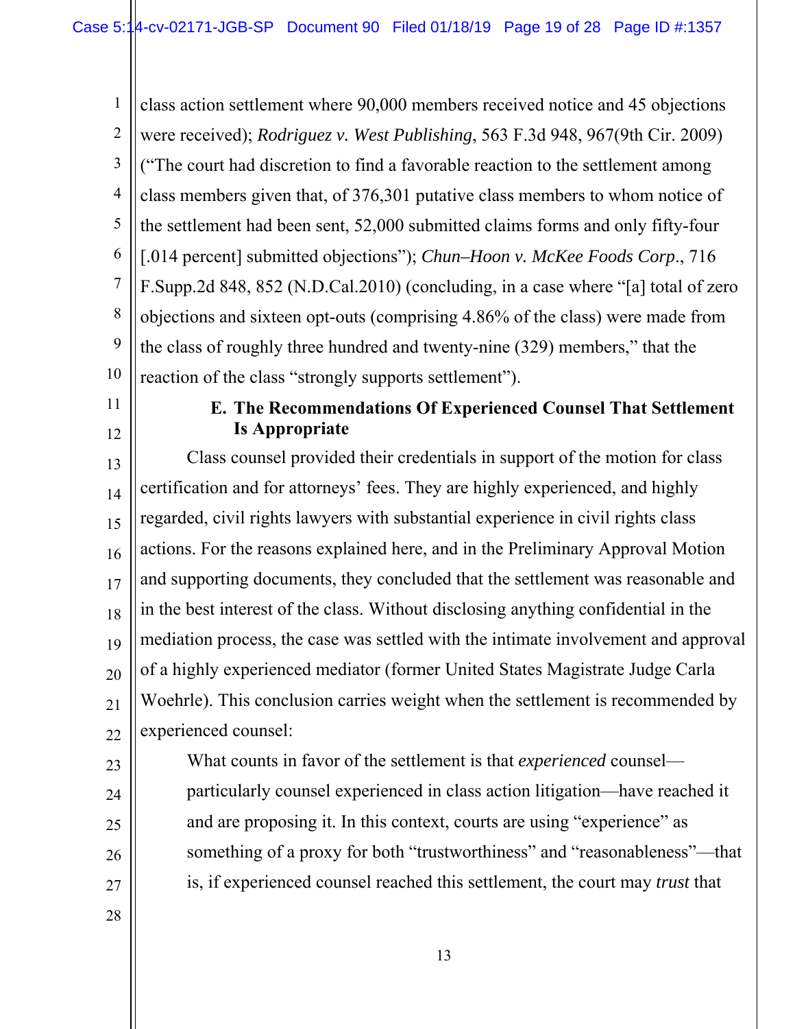class action settlement where 90,000 members received notice and 45 objections were received); *Rodriguez v. West Publishing*, 563 F.3d 948, 967(9th Cir. 2009) ("The court had discretion to find a favorable reaction to the settlement among class members given that, of 376,301 putative class members to whom notice of the settlement had been sent, 52,000 submitted claims forms and only fifty-four [.014 percent] submitted objections"); *Chun–Hoon v. McKee Foods Corp.*, 716 F.Supp.2d 848, 852 (N.D.Cal.2010) (concluding, in a case where "[a] total of zero objections and sixteen opt-outs (comprising 4.86% of the class) were made from the class of roughly three hundred and twenty-nine (329) members," that the reaction of the class "strongly supports settlement").

**E. The Recommendations Of Experienced Counsel That Settlement Is Appropriate**

Class counsel provided their credentials in support of the motion for class certification and for attorneys' fees. They are highly experienced, and highly regarded, civil rights lawyers with substantial experience in civil rights class actions. For the reasons explained here, and in the Preliminary Approval Motion and supporting documents, they concluded that the settlement was reasonable and in the best interest of the class. Without disclosing anything confidential in the mediation process, the case was settled with the intimate involvement and approval of a highly experienced mediator (former United States Magistrate Judge Carla Woehrle). This conclusion carries weight when the settlement is recommended by experienced counsel:

> What counts in favor of the settlement is that *experienced* counsel—particularly counsel experienced in class action litigation—have reached it and are proposing it. In this context, courts are using "experience" as something of a proxy for both "trustworthiness" and "reasonableness"—that is, if experienced counsel reached this settlement, the court may *trust* that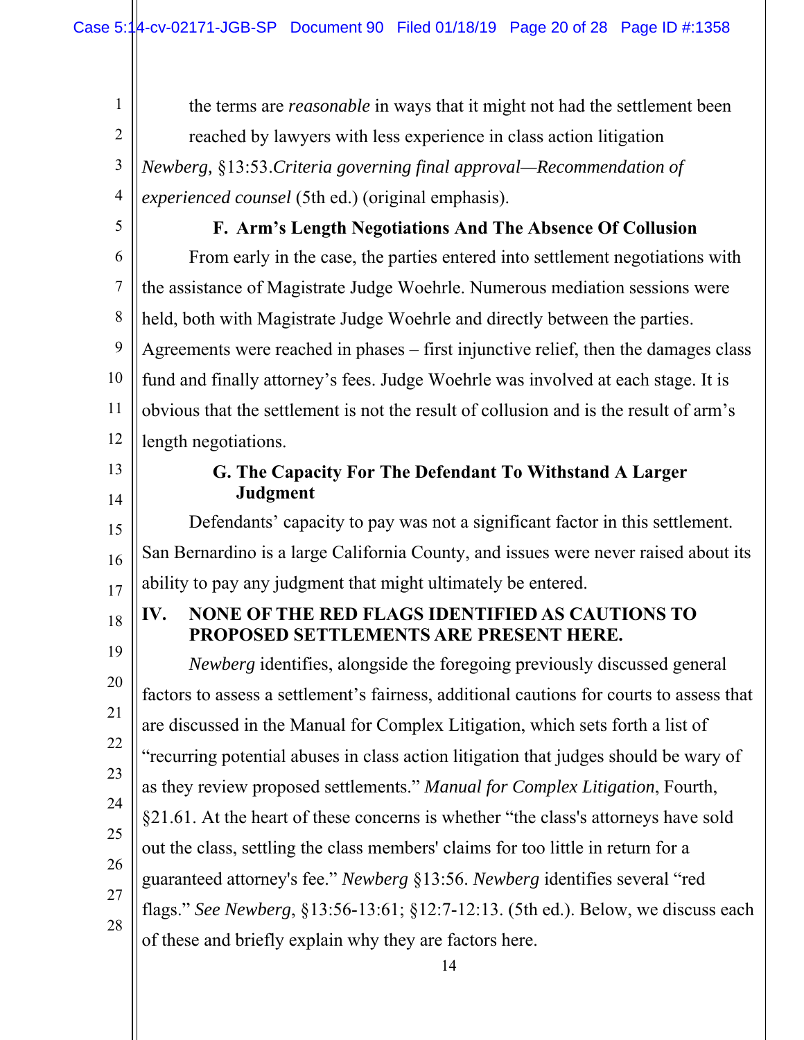the terms are *reasonable* in ways that it might not had the settlement been reached by lawyers with less experience in class action litigation

*Newberg,* §13:53.*Criteria governing final approval—Recommendation of experienced counsel* (5th ed.) (original emphasis).

### F. Arm's Length Negotiations And The Absence Of Collusion

From early in the case, the parties entered into settlement negotiations with the assistance of Magistrate Judge Woehrle. Numerous mediation sessions were held, both with Magistrate Judge Woehrle and directly between the parties. Agreements were reached in phases – first injunctive relief, then the damages class fund and finally attorney's fees. Judge Woehrle was involved at each stage. It is obvious that the settlement is not the result of collusion and is the result of arm's length negotiations.

### G. The Capacity For The Defendant To Withstand A Larger Judgment

Defendants' capacity to pay was not a significant factor in this settlement. San Bernardino is a large California County, and issues were never raised about its ability to pay any judgment that might ultimately be entered.

## IV. NONE OF THE RED FLAGS IDENTIFIED AS CAUTIONS TO PROPOSED SETTLEMENTS ARE PRESENT HERE.

*Newberg* identifies, alongside the foregoing previously discussed general factors to assess a settlement's fairness, additional cautions for courts to assess that are discussed in the Manual for Complex Litigation, which sets forth a list of "recurring potential abuses in class action litigation that judges should be wary of as they review proposed settlements." *Manual for Complex Litigation*, Fourth, §21.61. At the heart of these concerns is whether "the class's attorneys have sold out the class, settling the class members' claims for too little in return for a guaranteed attorney's fee." *Newberg* §13:56. *Newberg* identifies several "red flags." *See Newberg*, §13:56-13:61; §12:7-12:13. (5th ed.). Below, we discuss each of these and briefly explain why they are factors here.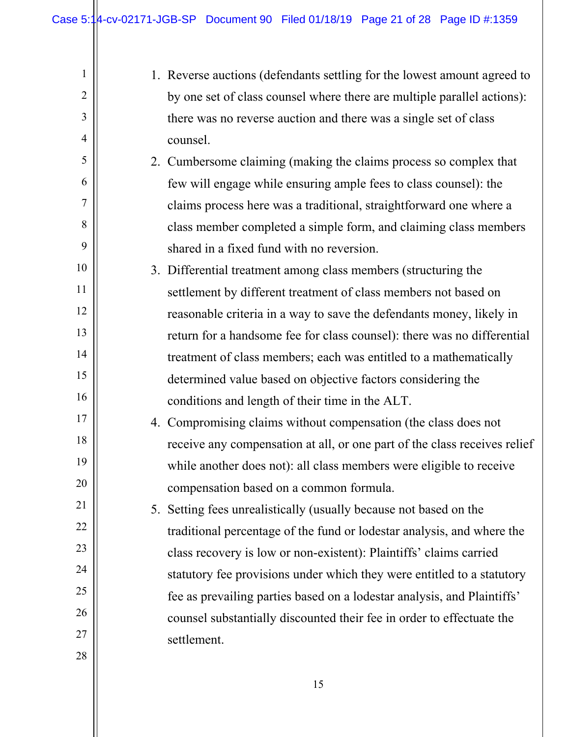1. Reverse auctions (defendants settling for the lowest amount agreed to by one set of class counsel where there are multiple parallel actions): there was no reverse auction and there was a single set of class counsel.
2. Cumbersome claiming (making the claims process so complex that few will engage while ensuring ample fees to class counsel): the claims process here was a traditional, straightforward one where a class member completed a simple form, and claiming class members shared in a fixed fund with no reversion.
3. Differential treatment among class members (structuring the settlement by different treatment of class members not based on reasonable criteria in a way to save the defendants money, likely in return for a handsome fee for class counsel): there was no differential treatment of class members; each was entitled to a mathematically determined value based on objective factors considering the conditions and length of their time in the ALT.
4. Compromising claims without compensation (the class does not receive any compensation at all, or one part of the class receives relief while another does not): all class members were eligible to receive compensation based on a common formula.
5. Setting fees unrealistically (usually because not based on the traditional percentage of the fund or lodestar analysis, and where the class recovery is low or non-existent): Plaintiffs' claims carried statutory fee provisions under which they were entitled to a statutory fee as prevailing parties based on a lodestar analysis, and Plaintiffs' counsel substantially discounted their fee in order to effectuate the settlement.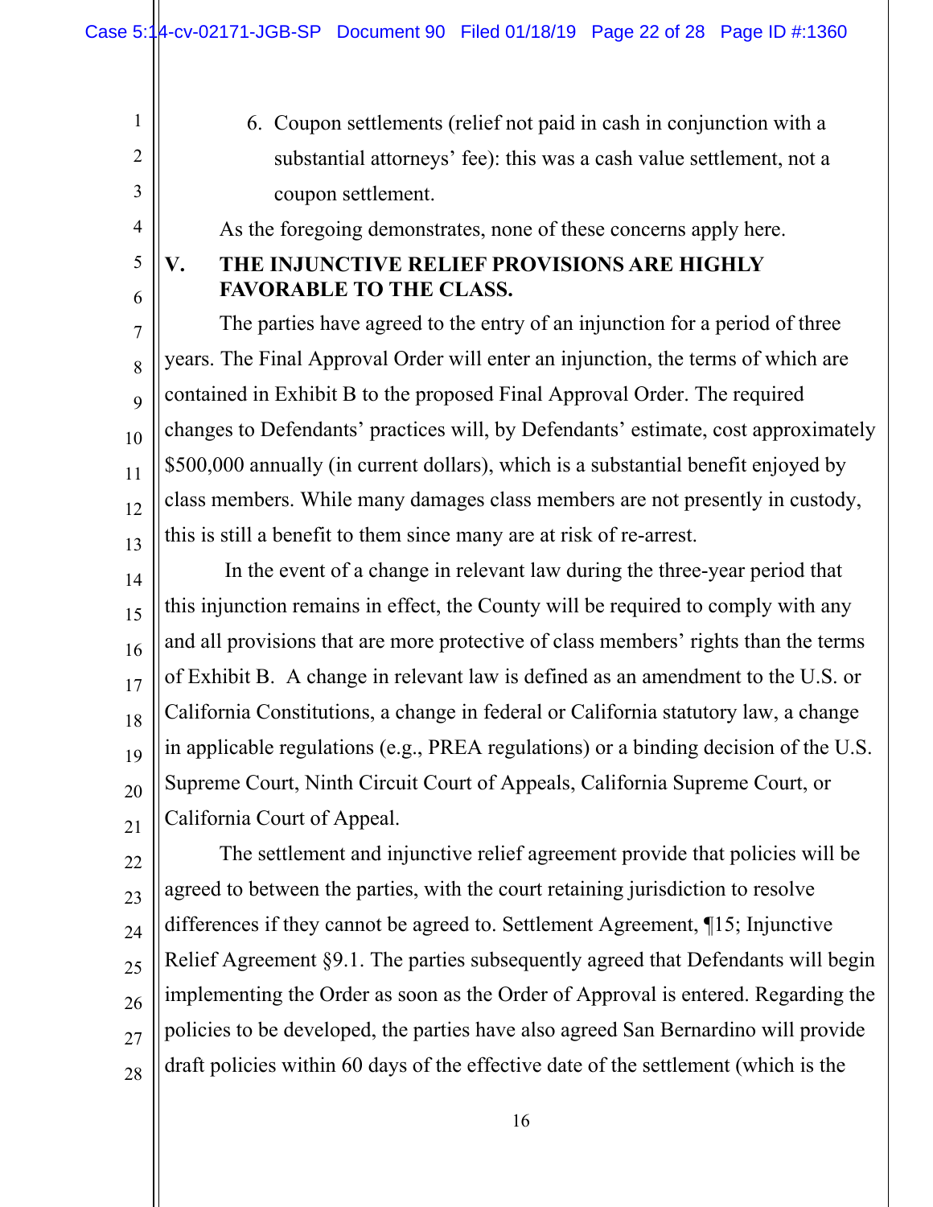6. Coupon settlements (relief not paid in cash in conjunction with a substantial attorneys' fee): this was a cash value settlement, not a coupon settlement.

As the foregoing demonstrates, none of these concerns apply here.

## V. THE INJUNCTIVE RELIEF PROVISIONS ARE HIGHLY FAVORABLE TO THE CLASS.

The parties have agreed to the entry of an injunction for a period of three years. The Final Approval Order will enter an injunction, the terms of which are contained in Exhibit B to the proposed Final Approval Order. The required changes to Defendants' practices will, by Defendants' estimate, cost approximately $500,000 annually (in current dollars), which is a substantial benefit enjoyed by class members. While many damages class members are not presently in custody, this is still a benefit to them since many are at risk of re-arrest.

In the event of a change in relevant law during the three-year period that this injunction remains in effect, the County will be required to comply with any and all provisions that are more protective of class members' rights than the terms of Exhibit B. A change in relevant law is defined as an amendment to the U.S. or California Constitutions, a change in federal or California statutory law, a change in applicable regulations (e.g., PREA regulations) or a binding decision of the U.S. Supreme Court, Ninth Circuit Court of Appeals, California Supreme Court, or California Court of Appeal.

The settlement and injunctive relief agreement provide that policies will be agreed to between the parties, with the court retaining jurisdiction to resolve differences if they cannot be agreed to. Settlement Agreement, ¶15; Injunctive Relief Agreement §9.1. The parties subsequently agreed that Defendants will begin implementing the Order as soon as the Order of Approval is entered. Regarding the policies to be developed, the parties have also agreed San Bernardino will provide draft policies within 60 days of the effective date of the settlement (which is the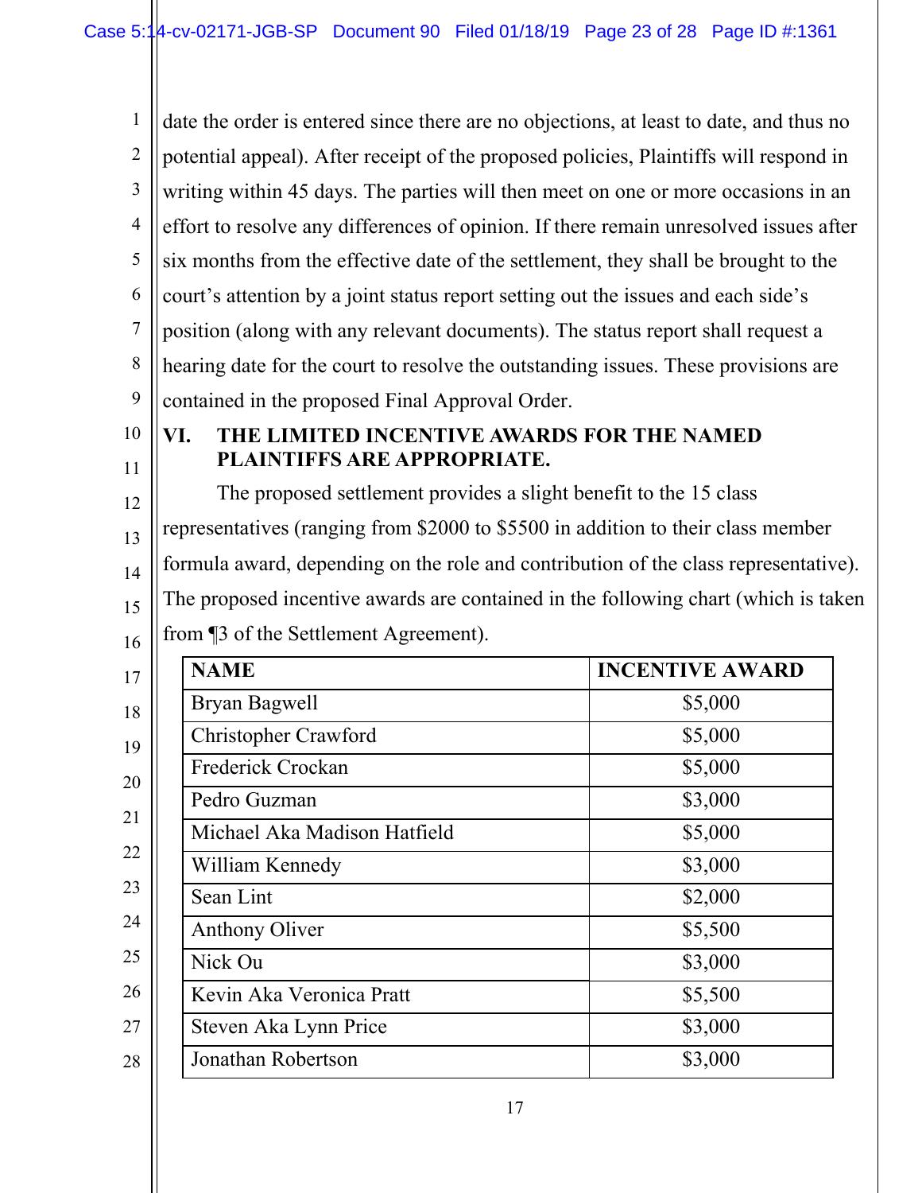date the order is entered since there are no objections, at least to date, and thus no potential appeal). After receipt of the proposed policies, Plaintiffs will respond in writing within 45 days. The parties will then meet on one or more occasions in an effort to resolve any differences of opinion. If there remain unresolved issues after six months from the effective date of the settlement, they shall be brought to the court's attention by a joint status report setting out the issues and each side's position (along with any relevant documents). The status report shall request a hearing date for the court to resolve the outstanding issues. These provisions are contained in the proposed Final Approval Order.

## VI. THE LIMITED INCENTIVE AWARDS FOR THE NAMED PLAINTIFFS ARE APPROPRIATE.

The proposed settlement provides a slight benefit to the 15 class representatives (ranging from $2000 to $5500 in addition to their class member formula award, depending on the role and contribution of the class representative). The proposed incentive awards are contained in the following chart (which is taken from ¶3 of the Settlement Agreement).

| NAME | INCENTIVE AWARD |
|---|---|
| Bryan Bagwell | $5,000 |
| Christopher Crawford | $5,000 |
| Frederick Crockan | $5,000 |
| Pedro Guzman | $3,000 |
| Michael Aka Madison Hatfield | $5,000 |
| William Kennedy | $3,000 |
| Sean Lint | $2,000 |
| Anthony Oliver | $5,500 |
| Nick Ou | $3,000 |
| Kevin Aka Veronica Pratt | $5,500 |
| Steven Aka Lynn Price | $3,000 |
| Jonathan Robertson | $3,000 |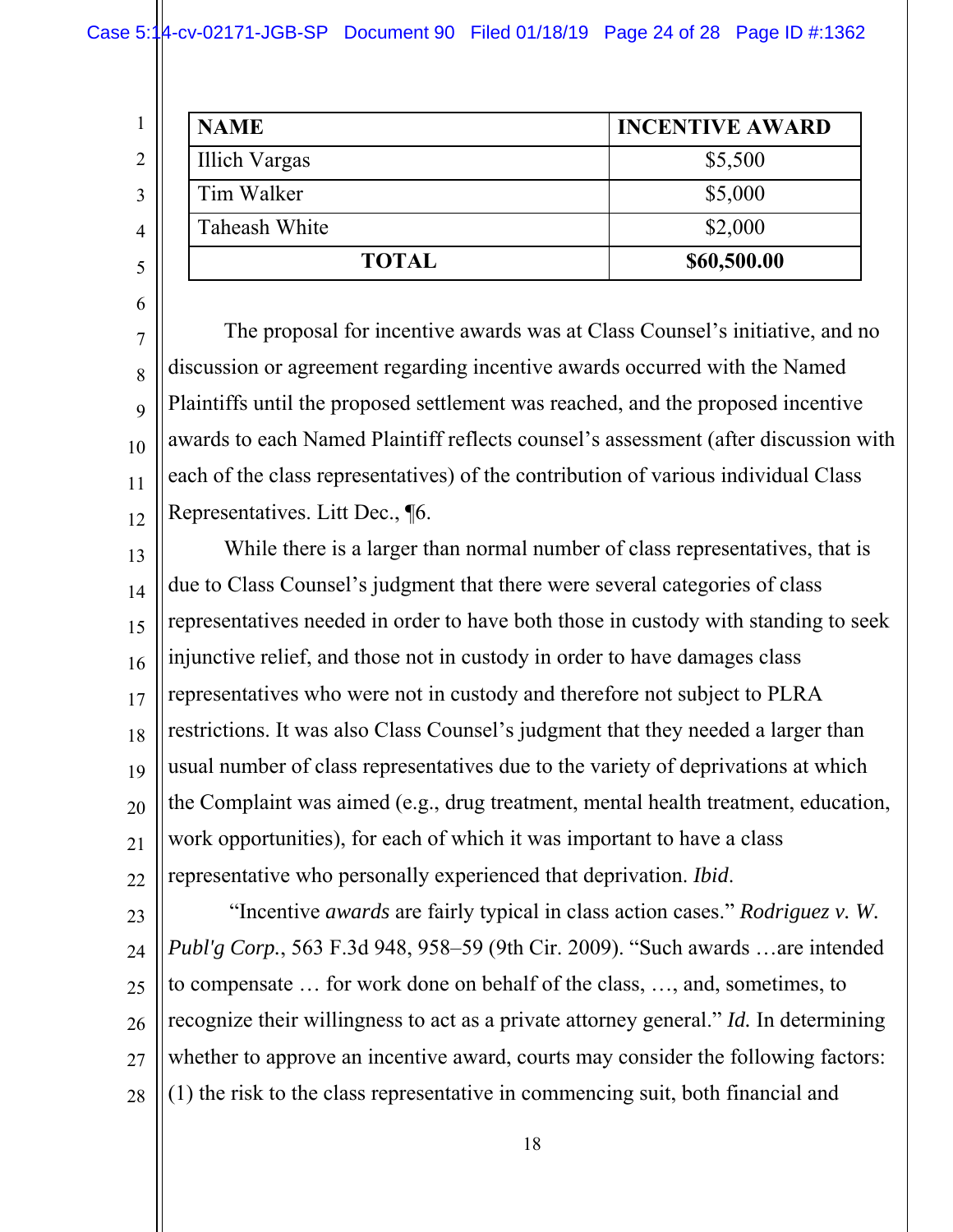| NAME | INCENTIVE AWARD |
|---|---|
| Illich Vargas | $5,500 |
| Tim Walker | $5,000 |
| Taheash White | $2,000 |
| **TOTAL** | **$60,500.00** |

The proposal for incentive awards was at Class Counsel's initiative, and no discussion or agreement regarding incentive awards occurred with the Named Plaintiffs until the proposed settlement was reached, and the proposed incentive awards to each Named Plaintiff reflects counsel's assessment (after discussion with each of the class representatives) of the contribution of various individual Class Representatives. Litt Dec., ¶6.

While there is a larger than normal number of class representatives, that is due to Class Counsel's judgment that there were several categories of class representatives needed in order to have both those in custody with standing to seek injunctive relief, and those not in custody in order to have damages class representatives who were not in custody and therefore not subject to PLRA restrictions. It was also Class Counsel's judgment that they needed a larger than usual number of class representatives due to the variety of deprivations at which the Complaint was aimed (e.g., drug treatment, mental health treatment, education, work opportunities), for each of which it was important to have a class representative who personally experienced that deprivation. *Ibid.*

"Incentive *awards* are fairly typical in class action cases." *Rodriguez v. W. Publ'g Corp.*, 563 F.3d 948, 958–59 (9th Cir. 2009). "Such awards …are intended to compensate … for work done on behalf of the class, …, and, sometimes, to recognize their willingness to act as a private attorney general." *Id.* In determining whether to approve an incentive award, courts may consider the following factors: (1) the risk to the class representative in commencing suit, both financial and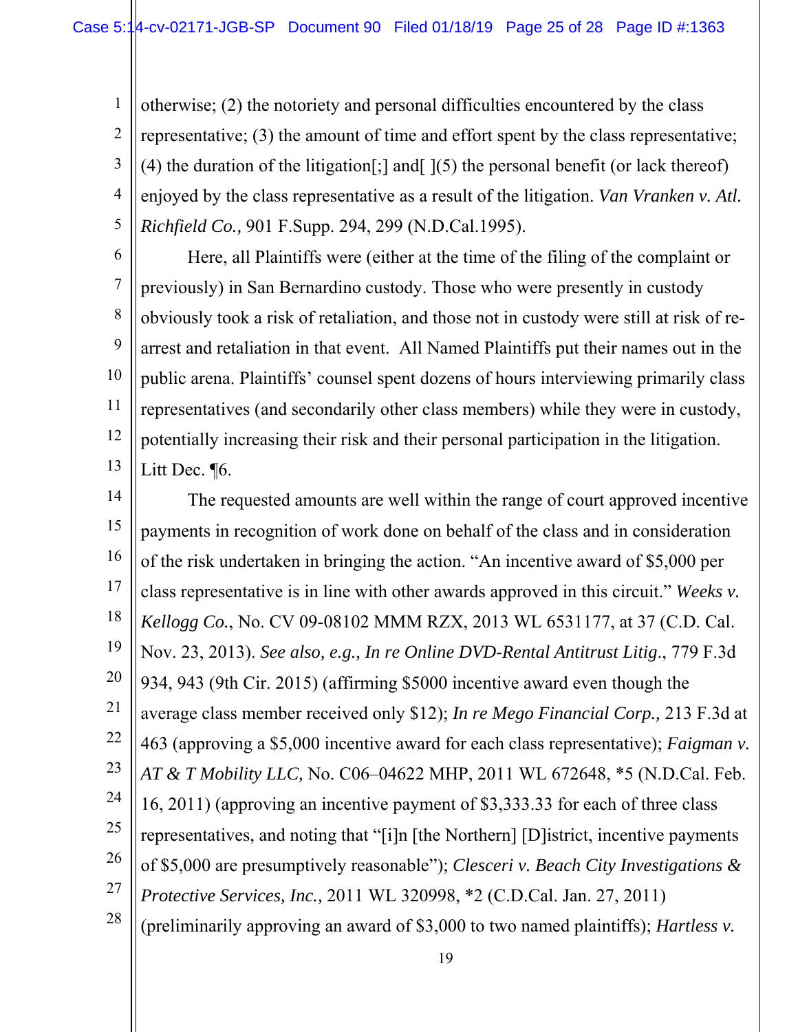otherwise; (2) the notoriety and personal difficulties encountered by the class representative; (3) the amount of time and effort spent by the class representative; (4) the duration of the litigation[;] and[ ](5) the personal benefit (or lack thereof) enjoyed by the class representative as a result of the litigation. *Van Vranken v. Atl. Richfield Co.,* 901 F.Supp. 294, 299 (N.D.Cal.1995).

Here, all Plaintiffs were (either at the time of the filing of the complaint or previously) in San Bernardino custody. Those who were presently in custody obviously took a risk of retaliation, and those not in custody were still at risk of re-arrest and retaliation in that event. All Named Plaintiffs put their names out in the public arena. Plaintiffs' counsel spent dozens of hours interviewing primarily class representatives (and secondarily other class members) while they were in custody, potentially increasing their risk and their personal participation in the litigation. Litt Dec. ¶6.

The requested amounts are well within the range of court approved incentive payments in recognition of work done on behalf of the class and in consideration of the risk undertaken in bringing the action. "An incentive award of $5,000 per class representative is in line with other awards approved in this circuit." *Weeks v. Kellogg Co.*, No. CV 09-08102 MMM RZX, 2013 WL 6531177, at 37 (C.D. Cal. Nov. 23, 2013). *See also, e.g., In re Online DVD-Rental Antitrust Litig*., 779 F.3d 934, 943 (9th Cir. 2015) (affirming $5000 incentive award even though the average class member received only $12); *In re Mego Financial Corp.,* 213 F.3d at 463 (approving a $5,000 incentive award for each class representative); *Faigman v. AT & T Mobility LLC,* No. C06–04622 MHP, 2011 WL 672648, *5 (N.D.Cal. Feb. 16, 2011) (approving an incentive payment of $3,333.33 for each of three class representatives, and noting that "[i]n [the Northern] [D]istrict, incentive payments of $5,000 are presumptively reasonable"); *Clesceri v. Beach City Investigations & Protective Services, Inc.,* 2011 WL 320998, *2 (C.D.Cal. Jan. 27, 2011) (preliminarily approving an award of $3,000 to two named plaintiffs); *Hartless v.*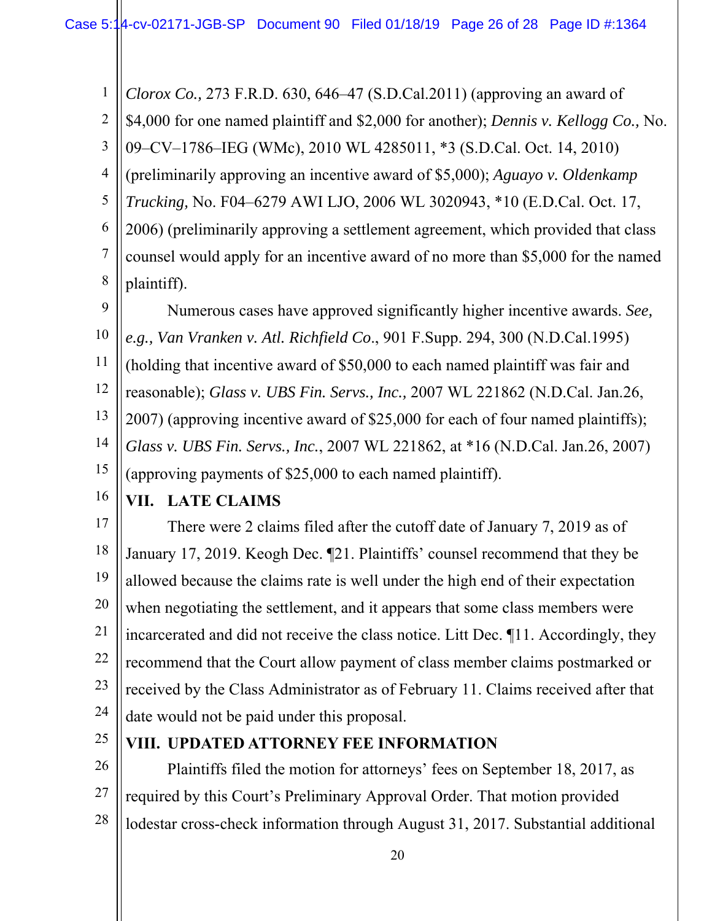*Clorox Co.,* 273 F.R.D. 630, 646–47 (S.D.Cal.2011) (approving an award of $4,000 for one named plaintiff and $2,000 for another); *Dennis v. Kellogg Co.,* No. 09–CV–1786–IEG (WMc), 2010 WL 4285011, *3 (S.D.Cal. Oct. 14, 2010) (preliminarily approving an incentive award of $5,000); *Aguayo v. Oldenkamp Trucking,* No. F04–6279 AWI LJO, 2006 WL 3020943, *10 (E.D.Cal. Oct. 17, 2006) (preliminarily approving a settlement agreement, which provided that class counsel would apply for an incentive award of no more than $5,000 for the named plaintiff).

Numerous cases have approved significantly higher incentive awards. *See, e.g., Van Vranken v. Atl. Richfield Co*., 901 F.Supp. 294, 300 (N.D.Cal.1995) (holding that incentive award of $50,000 to each named plaintiff was fair and reasonable); *Glass v. UBS Fin. Servs., Inc.,* 2007 WL 221862 (N.D.Cal. Jan.26, 2007) (approving incentive award of $25,000 for each of four named plaintiffs); *Glass v. UBS Fin. Servs., Inc.*, 2007 WL 221862, at *16 (N.D.Cal. Jan.26, 2007) (approving payments of $25,000 to each named plaintiff).

## VII. LATE CLAIMS

There were 2 claims filed after the cutoff date of January 7, 2019 as of January 17, 2019. Keogh Dec. ¶21. Plaintiffs' counsel recommend that they be allowed because the claims rate is well under the high end of their expectation when negotiating the settlement, and it appears that some class members were incarcerated and did not receive the class notice. Litt Dec. ¶11. Accordingly, they recommend that the Court allow payment of class member claims postmarked or received by the Class Administrator as of February 11. Claims received after that date would not be paid under this proposal.

## VIII. UPDATED ATTORNEY FEE INFORMATION

Plaintiffs filed the motion for attorneys' fees on September 18, 2017, as required by this Court's Preliminary Approval Order. That motion provided lodestar cross-check information through August 31, 2017. Substantial additional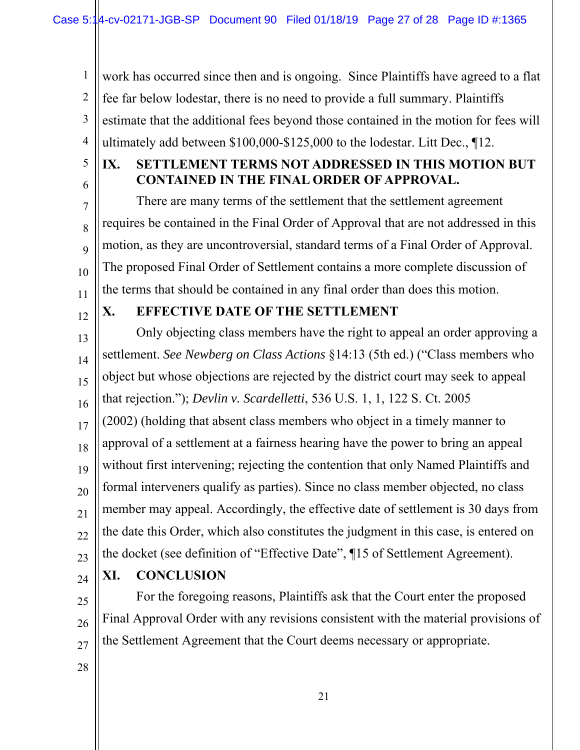work has occurred since then and is ongoing. Since Plaintiffs have agreed to a flat fee far below lodestar, there is no need to provide a full summary. Plaintiffs estimate that the additional fees beyond those contained in the motion for fees will ultimately add between $100,000-$125,000 to the lodestar. Litt Dec., ¶12.

## IX. SETTLEMENT TERMS NOT ADDRESSED IN THIS MOTION BUT CONTAINED IN THE FINAL ORDER OF APPROVAL.

There are many terms of the settlement that the settlement agreement requires be contained in the Final Order of Approval that are not addressed in this motion, as they are uncontroversial, standard terms of a Final Order of Approval. The proposed Final Order of Settlement contains a more complete discussion of the terms that should be contained in any final order than does this motion.

## X. EFFECTIVE DATE OF THE SETTLEMENT

Only objecting class members have the right to appeal an order approving a settlement. *See Newberg on Class Actions* §14:13 (5th ed.) ("Class members who object but whose objections are rejected by the district court may seek to appeal that rejection."); *Devlin v. Scardelletti*, 536 U.S. 1, 1, 122 S. Ct. 2005 (2002) (holding that absent class members who object in a timely manner to approval of a settlement at a fairness hearing have the power to bring an appeal without first intervening; rejecting the contention that only Named Plaintiffs and formal interveners qualify as parties). Since no class member objected, no class member may appeal. Accordingly, the effective date of settlement is 30 days from the date this Order, which also constitutes the judgment in this case, is entered on the docket (see definition of "Effective Date", ¶15 of Settlement Agreement).

## XI. CONCLUSION

For the foregoing reasons, Plaintiffs ask that the Court enter the proposed Final Approval Order with any revisions consistent with the material provisions of the Settlement Agreement that the Court deems necessary or appropriate.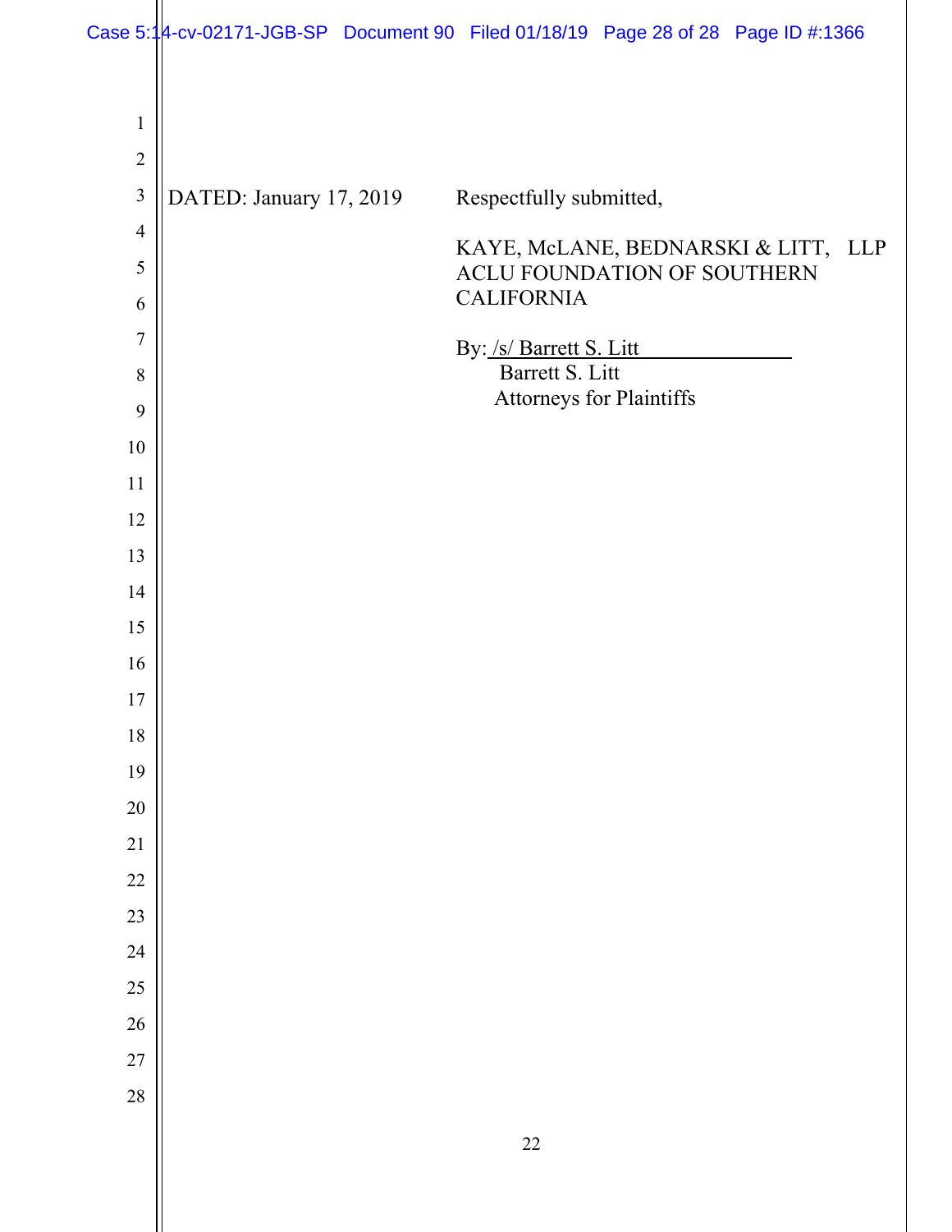DATED: January 17, 2019

Respectfully submitted,

KAYE, McLANE, BEDNARSKI & LITT, LLP
ACLU FOUNDATION OF SOUTHERN CALIFORNIA

By: /s/ Barrett S. Litt
Barrett S. Litt
Attorneys for Plaintiffs